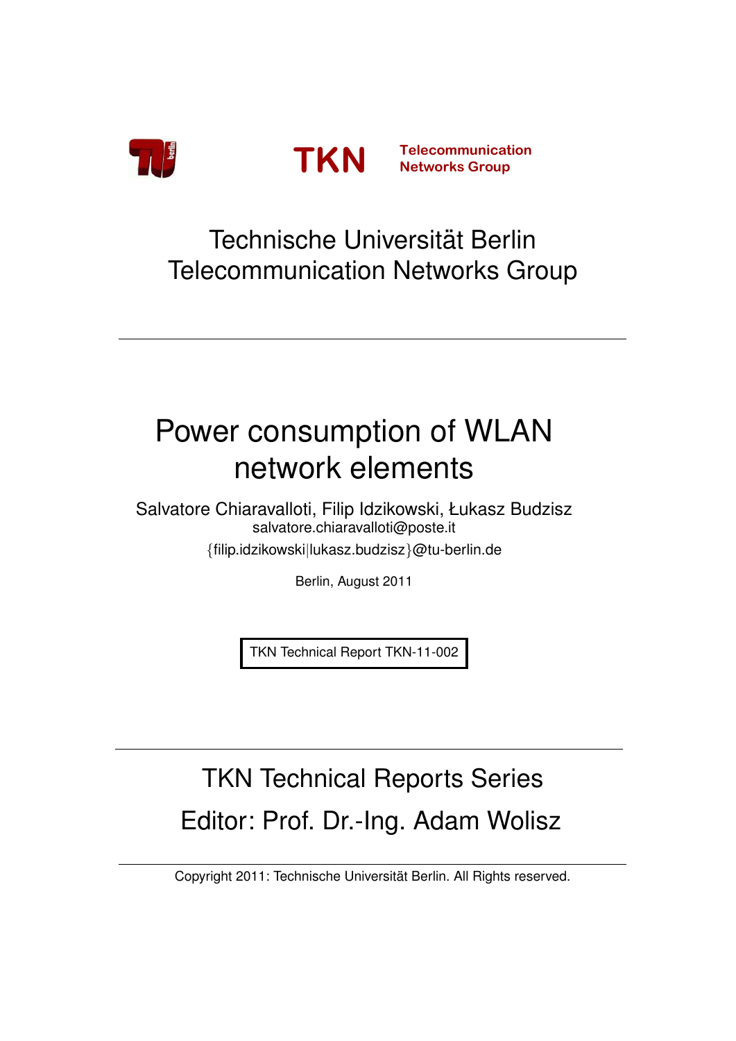TKN Telecommunication Networks Group

Technische Universität Berlin
Telecommunication Networks Group

---

# Power consumption of WLAN network elements

Salvatore Chiaravalloti, Filip Idzikowski, Łukasz Budzisz
salvatore.chiaravalloti@poste.it
{filip.idzikowski|lukasz.budzisz}@tu-berlin.de

Berlin, August 2011

TKN Technical Report TKN-11-002

---

TKN Technical Reports Series
Editor: Prof. Dr.-Ing. Adam Wolisz

---

Copyright 2011: Technische Universität Berlin. All Rights reserved.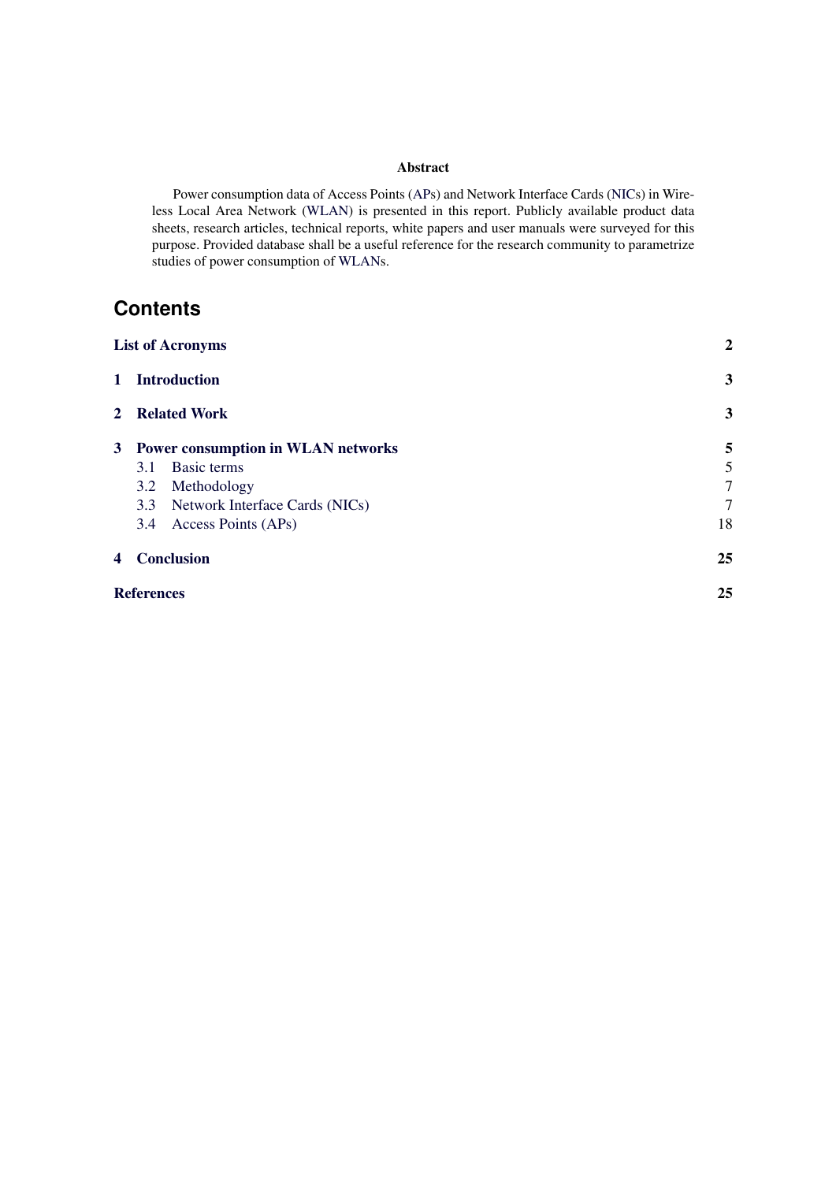**Abstract**

Power consumption data of Access Points (APs) and Network Interface Cards (NICs) in Wireless Local Area Network (WLAN) is presented in this report. Publicly available product data sheets, research articles, technical reports, white papers and user manuals were surveyed for this purpose. Provided database shall be a useful reference for the research community to parametrize studies of power consumption of WLANs.

## Contents

| | |
|---|---|
| **List of Acronyms** | **2** |
| **1 Introduction** | **3** |
| **2 Related Work** | **3** |
| **3 Power consumption in WLAN networks** | **5** |
| 3.1 Basic terms | 5 |
| 3.2 Methodology | 7 |
| 3.3 Network Interface Cards (NICs) | 7 |
| 3.4 Access Points (APs) | 18 |
| **4 Conclusion** | **25** |
| **References** | **25** |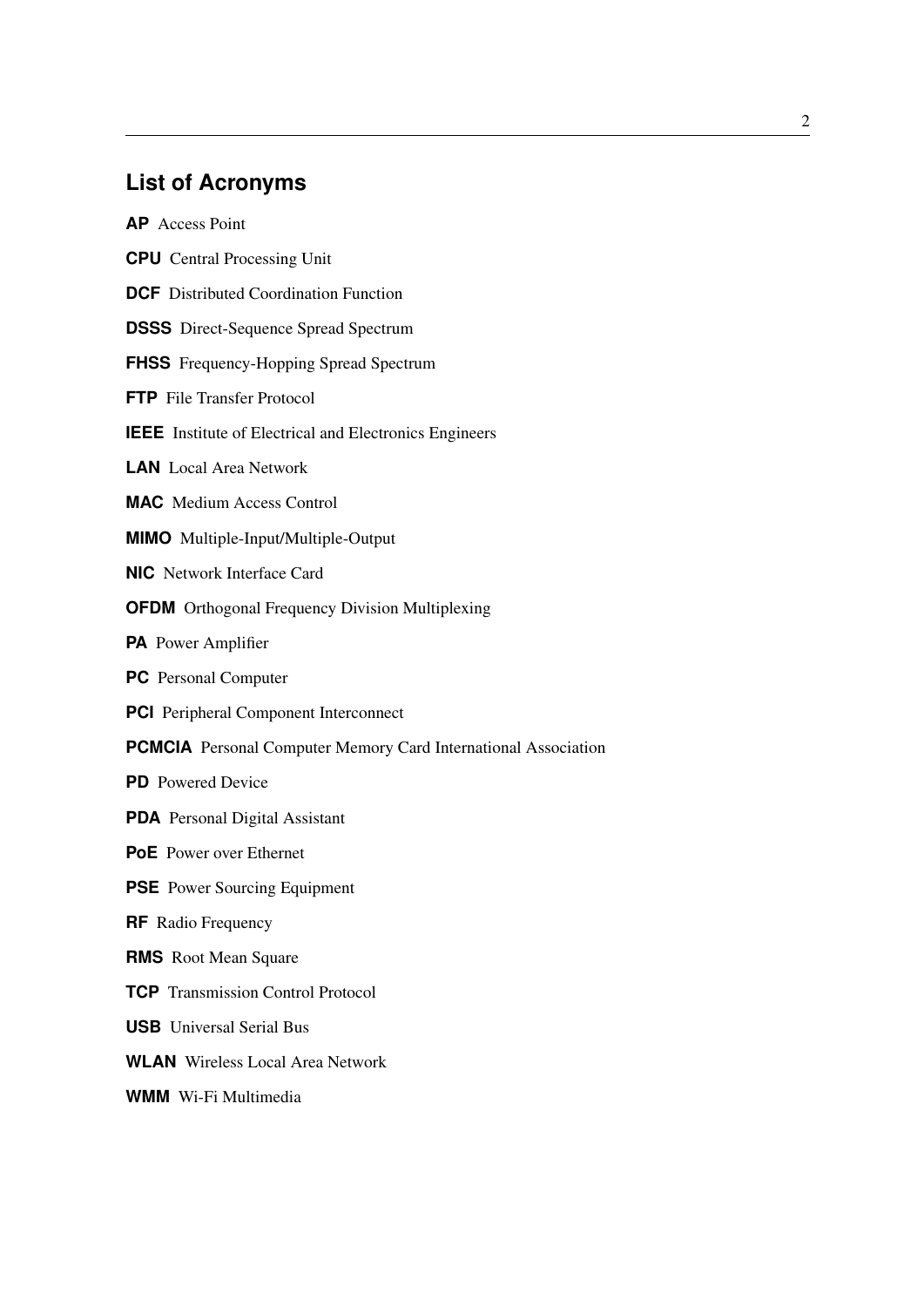## List of Acronyms

**AP** Access Point

**CPU** Central Processing Unit

**DCF** Distributed Coordination Function

**DSSS** Direct-Sequence Spread Spectrum

**FHSS** Frequency-Hopping Spread Spectrum

**FTP** File Transfer Protocol

**IEEE** Institute of Electrical and Electronics Engineers

**LAN** Local Area Network

**MAC** Medium Access Control

**MIMO** Multiple-Input/Multiple-Output

**NIC** Network Interface Card

**OFDM** Orthogonal Frequency Division Multiplexing

**PA** Power Amplifier

**PC** Personal Computer

**PCI** Peripheral Component Interconnect

**PCMCIA** Personal Computer Memory Card International Association

**PD** Powered Device

**PDA** Personal Digital Assistant

**PoE** Power over Ethernet

**PSE** Power Sourcing Equipment

**RF** Radio Frequency

**RMS** Root Mean Square

**TCP** Transmission Control Protocol

**USB** Universal Serial Bus

**WLAN** Wireless Local Area Network

**WMM** Wi-Fi Multimedia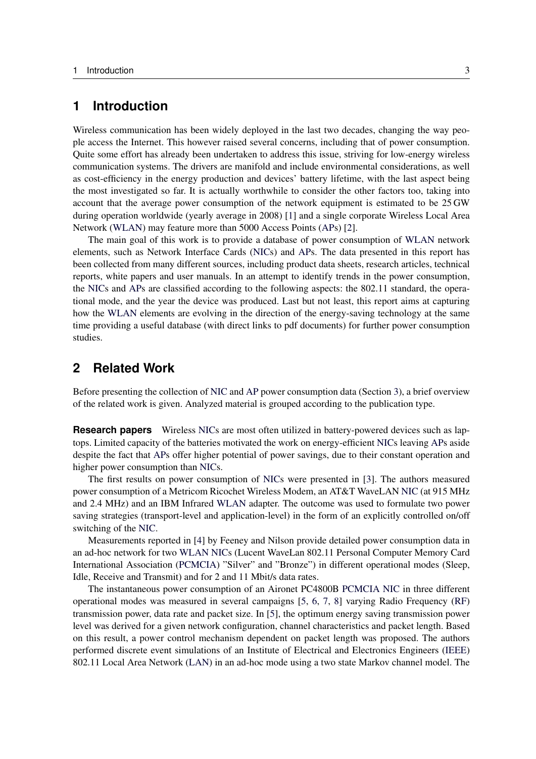# 1 Introduction

Wireless communication has been widely deployed in the last two decades, changing the way people access the Internet. This however raised several concerns, including that of power consumption. Quite some effort has already been undertaken to address this issue, striving for low-energy wireless communication systems. The drivers are manifold and include environmental considerations, as well as cost-efficiency in the energy production and devices' battery lifetime, with the last aspect being the most investigated so far. It is actually worthwhile to consider the other factors too, taking into account that the average power consumption of the network equipment is estimated to be 25 GW during operation worldwide (yearly average in 2008) [1] and a single corporate Wireless Local Area Network (WLAN) may feature more than 5000 Access Points (APs) [2].

The main goal of this work is to provide a database of power consumption of WLAN network elements, such as Network Interface Cards (NICs) and APs. The data presented in this report has been collected from many different sources, including product data sheets, research articles, technical reports, white papers and user manuals. In an attempt to identify trends in the power consumption, the NICs and APs are classified according to the following aspects: the 802.11 standard, the operational mode, and the year the device was produced. Last but not least, this report aims at capturing how the WLAN elements are evolving in the direction of the energy-saving technology at the same time providing a useful database (with direct links to pdf documents) for further power consumption studies.

# 2 Related Work

Before presenting the collection of NIC and AP power consumption data (Section 3), a brief overview of the related work is given. Analyzed material is grouped according to the publication type.

**Research papers** Wireless NICs are most often utilized in battery-powered devices such as laptops. Limited capacity of the batteries motivated the work on energy-efficient NICs leaving APs aside despite the fact that APs offer higher potential of power savings, due to their constant operation and higher power consumption than NICs.

The first results on power consumption of NICs were presented in [3]. The authors measured power consumption of a Metricom Ricochet Wireless Modem, an AT&T WaveLAN NIC (at 915 MHz and 2.4 MHz) and an IBM Infrared WLAN adapter. The outcome was used to formulate two power saving strategies (transport-level and application-level) in the form of an explicitly controlled on/off switching of the NIC.

Measurements reported in [4] by Feeney and Nilson provide detailed power consumption data in an ad-hoc network for two WLAN NICs (Lucent WaveLan 802.11 Personal Computer Memory Card International Association (PCMCIA) "Silver" and "Bronze") in different operational modes (Sleep, Idle, Receive and Transmit) and for 2 and 11 Mbit/s data rates.

The instantaneous power consumption of an Aironet PC4800B PCMCIA NIC in three different operational modes was measured in several campaigns [5, 6, 7, 8] varying Radio Frequency (RF) transmission power, data rate and packet size. In [5], the optimum energy saving transmission power level was derived for a given network configuration, channel characteristics and packet length. Based on this result, a power control mechanism dependent on packet length was proposed. The authors performed discrete event simulations of an Institute of Electrical and Electronics Engineers (IEEE) 802.11 Local Area Network (LAN) in an ad-hoc mode using a two state Markov channel model. The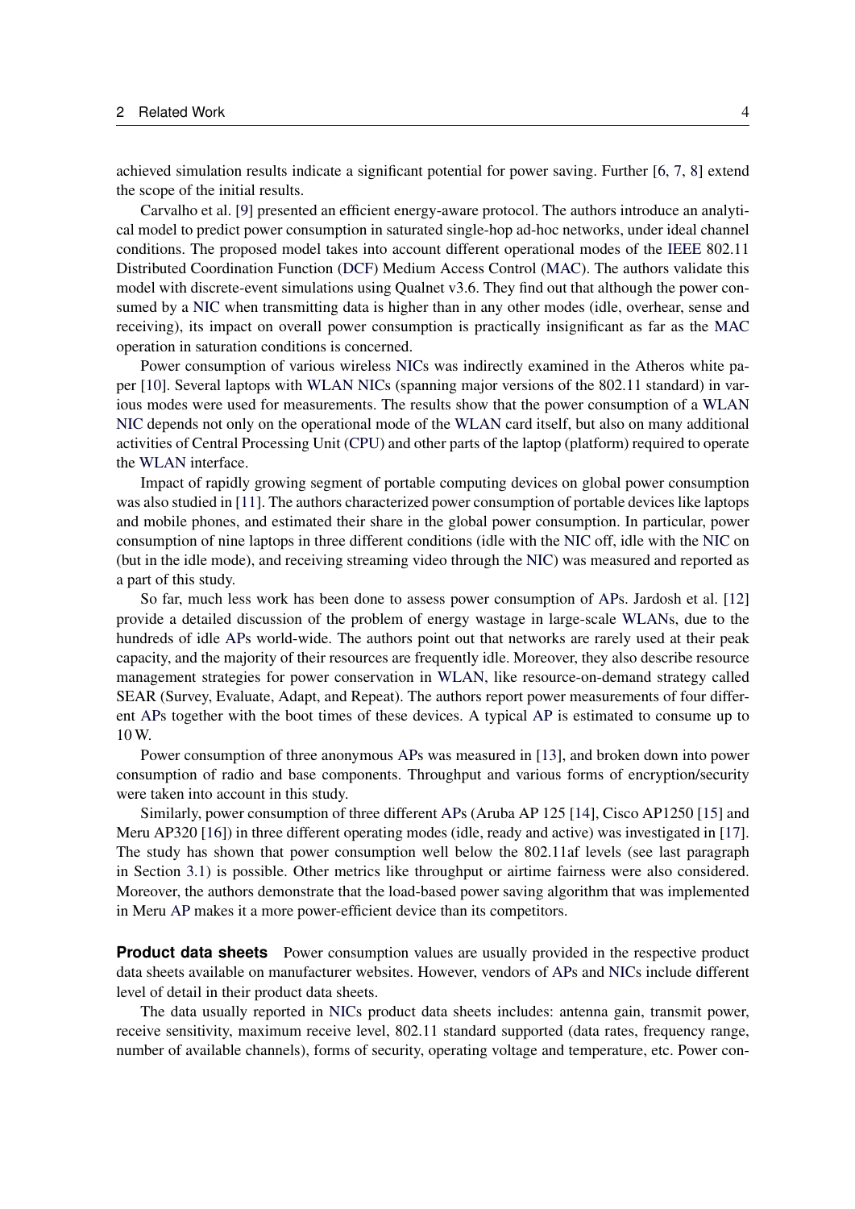achieved simulation results indicate a significant potential for power saving. Further [6, 7, 8] extend the scope of the initial results.

Carvalho et al. [9] presented an efficient energy-aware protocol. The authors introduce an analytical model to predict power consumption in saturated single-hop ad-hoc networks, under ideal channel conditions. The proposed model takes into account different operational modes of the IEEE 802.11 Distributed Coordination Function (DCF) Medium Access Control (MAC). The authors validate this model with discrete-event simulations using Qualnet v3.6. They find out that although the power consumed by a NIC when transmitting data is higher than in any other modes (idle, overhear, sense and receiving), its impact on overall power consumption is practically insignificant as far as the MAC operation in saturation conditions is concerned.

Power consumption of various wireless NICs was indirectly examined in the Atheros white paper [10]. Several laptops with WLAN NICs (spanning major versions of the 802.11 standard) in various modes were used for measurements. The results show that the power consumption of a WLAN NIC depends not only on the operational mode of the WLAN card itself, but also on many additional activities of Central Processing Unit (CPU) and other parts of the laptop (platform) required to operate the WLAN interface.

Impact of rapidly growing segment of portable computing devices on global power consumption was also studied in [11]. The authors characterized power consumption of portable devices like laptops and mobile phones, and estimated their share in the global power consumption. In particular, power consumption of nine laptops in three different conditions (idle with the NIC off, idle with the NIC on (but in the idle mode), and receiving streaming video through the NIC) was measured and reported as a part of this study.

So far, much less work has been done to assess power consumption of APs. Jardosh et al. [12] provide a detailed discussion of the problem of energy wastage in large-scale WLANs, due to the hundreds of idle APs world-wide. The authors point out that networks are rarely used at their peak capacity, and the majority of their resources are frequently idle. Moreover, they also describe resource management strategies for power conservation in WLAN, like resource-on-demand strategy called SEAR (Survey, Evaluate, Adapt, and Repeat). The authors report power measurements of four different APs together with the boot times of these devices. A typical AP is estimated to consume up to 10 W.

Power consumption of three anonymous APs was measured in [13], and broken down into power consumption of radio and base components. Throughput and various forms of encryption/security were taken into account in this study.

Similarly, power consumption of three different APs (Aruba AP 125 [14], Cisco AP1250 [15] and Meru AP320 [16]) in three different operating modes (idle, ready and active) was investigated in [17]. The study has shown that power consumption well below the 802.11af levels (see last paragraph in Section 3.1) is possible. Other metrics like throughput or airtime fairness were also considered. Moreover, the authors demonstrate that the load-based power saving algorithm that was implemented in Meru AP makes it a more power-efficient device than its competitors.

**Product data sheets** Power consumption values are usually provided in the respective product data sheets available on manufacturer websites. However, vendors of APs and NICs include different level of detail in their product data sheets.

The data usually reported in NICs product data sheets includes: antenna gain, transmit power, receive sensitivity, maximum receive level, 802.11 standard supported (data rates, frequency range, number of available channels), forms of security, operating voltage and temperature, etc. Power con-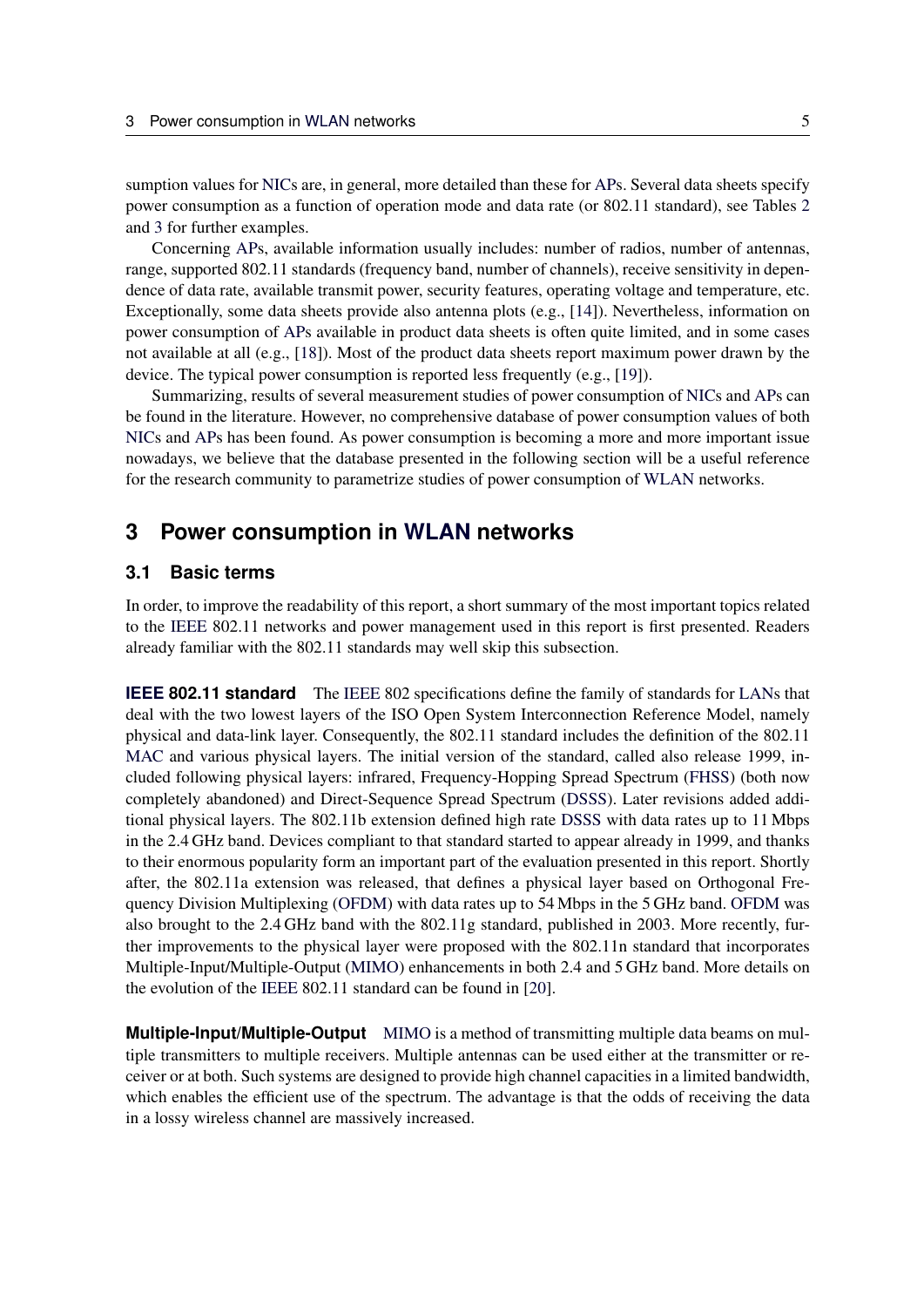sumption values for NICs are, in general, more detailed than these for APs. Several data sheets specify power consumption as a function of operation mode and data rate (or 802.11 standard), see Tables 2 and 3 for further examples.

Concerning APs, available information usually includes: number of radios, number of antennas, range, supported 802.11 standards (frequency band, number of channels), receive sensitivity in dependence of data rate, available transmit power, security features, operating voltage and temperature, etc. Exceptionally, some data sheets provide also antenna plots (e.g., [14]). Nevertheless, information on power consumption of APs available in product data sheets is often quite limited, and in some cases not available at all (e.g., [18]). Most of the product data sheets report maximum power drawn by the device. The typical power consumption is reported less frequently (e.g., [19]).

Summarizing, results of several measurement studies of power consumption of NICs and APs can be found in the literature. However, no comprehensive database of power consumption values of both NICs and APs has been found. As power consumption is becoming a more and more important issue nowadays, we believe that the database presented in the following section will be a useful reference for the research community to parametrize studies of power consumption of WLAN networks.

# 3 Power consumption in WLAN networks

## 3.1 Basic terms

In order, to improve the readability of this report, a short summary of the most important topics related to the IEEE 802.11 networks and power management used in this report is first presented. Readers already familiar with the 802.11 standards may well skip this subsection.

**IEEE 802.11 standard** The IEEE 802 specifications define the family of standards for LANs that deal with the two lowest layers of the ISO Open System Interconnection Reference Model, namely physical and data-link layer. Consequently, the 802.11 standard includes the definition of the 802.11 MAC and various physical layers. The initial version of the standard, called also release 1999, included following physical layers: infrared, Frequency-Hopping Spread Spectrum (FHSS) (both now completely abandoned) and Direct-Sequence Spread Spectrum (DSSS). Later revisions added additional physical layers. The 802.11b extension defined high rate DSSS with data rates up to 11 Mbps in the 2.4 GHz band. Devices compliant to that standard started to appear already in 1999, and thanks to their enormous popularity form an important part of the evaluation presented in this report. Shortly after, the 802.11a extension was released, that defines a physical layer based on Orthogonal Frequency Division Multiplexing (OFDM) with data rates up to 54 Mbps in the 5 GHz band. OFDM was also brought to the 2.4 GHz band with the 802.11g standard, published in 2003. More recently, further improvements to the physical layer were proposed with the 802.11n standard that incorporates Multiple-Input/Multiple-Output (MIMO) enhancements in both 2.4 and 5 GHz band. More details on the evolution of the IEEE 802.11 standard can be found in [20].

**Multiple-Input/Multiple-Output** MIMO is a method of transmitting multiple data beams on multiple transmitters to multiple receivers. Multiple antennas can be used either at the transmitter or receiver or at both. Such systems are designed to provide high channel capacities in a limited bandwidth, which enables the efficient use of the spectrum. The advantage is that the odds of receiving the data in a lossy wireless channel are massively increased.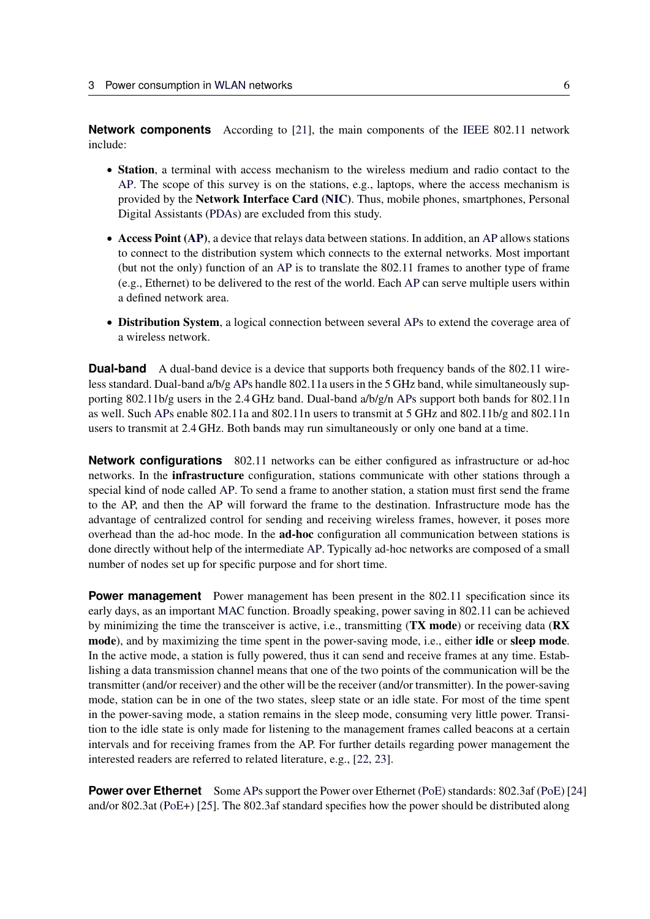**Network components** According to [21], the main components of the IEEE 802.11 network include:

- **Station**, a terminal with access mechanism to the wireless medium and radio contact to the AP. The scope of this survey is on the stations, e.g., laptops, where the access mechanism is provided by the **Network Interface Card (NIC)**. Thus, mobile phones, smartphones, Personal Digital Assistants (PDAs) are excluded from this study.
- **Access Point (AP)**, a device that relays data between stations. In addition, an AP allows stations to connect to the distribution system which connects to the external networks. Most important (but not the only) function of an AP is to translate the 802.11 frames to another type of frame (e.g., Ethernet) to be delivered to the rest of the world. Each AP can serve multiple users within a defined network area.
- **Distribution System**, a logical connection between several APs to extend the coverage area of a wireless network.

**Dual-band** A dual-band device is a device that supports both frequency bands of the 802.11 wireless standard. Dual-band a/b/g APs handle 802.11a users in the 5 GHz band, while simultaneously supporting 802.11b/g users in the 2.4 GHz band. Dual-band a/b/g/n APs support both bands for 802.11n as well. Such APs enable 802.11a and 802.11n users to transmit at 5 GHz and 802.11b/g and 802.11n users to transmit at 2.4 GHz. Both bands may run simultaneously or only one band at a time.

**Network configurations** 802.11 networks can be either configured as infrastructure or ad-hoc networks. In the **infrastructure** configuration, stations communicate with other stations through a special kind of node called AP. To send a frame to another station, a station must first send the frame to the AP, and then the AP will forward the frame to the destination. Infrastructure mode has the advantage of centralized control for sending and receiving wireless frames, however, it poses more overhead than the ad-hoc mode. In the **ad-hoc** configuration all communication between stations is done directly without help of the intermediate AP. Typically ad-hoc networks are composed of a small number of nodes set up for specific purpose and for short time.

**Power management** Power management has been present in the 802.11 specification since its early days, as an important MAC function. Broadly speaking, power saving in 802.11 can be achieved by minimizing the time the transceiver is active, i.e., transmitting (**TX mode**) or receiving data (**RX mode**), and by maximizing the time spent in the power-saving mode, i.e., either **idle** or **sleep mode**. In the active mode, a station is fully powered, thus it can send and receive frames at any time. Establishing a data transmission channel means that one of the two points of the communication will be the transmitter (and/or receiver) and the other will be the receiver (and/or transmitter). In the power-saving mode, station can be in one of the two states, sleep state or an idle state. For most of the time spent in the power-saving mode, a station remains in the sleep mode, consuming very little power. Transition to the idle state is only made for listening to the management frames called beacons at a certain intervals and for receiving frames from the AP. For further details regarding power management the interested readers are referred to related literature, e.g., [22, 23].

**Power over Ethernet** Some APs support the Power over Ethernet (PoE) standards: 802.3af (PoE) [24] and/or 802.3at (PoE+) [25]. The 802.3af standard specifies how the power should be distributed along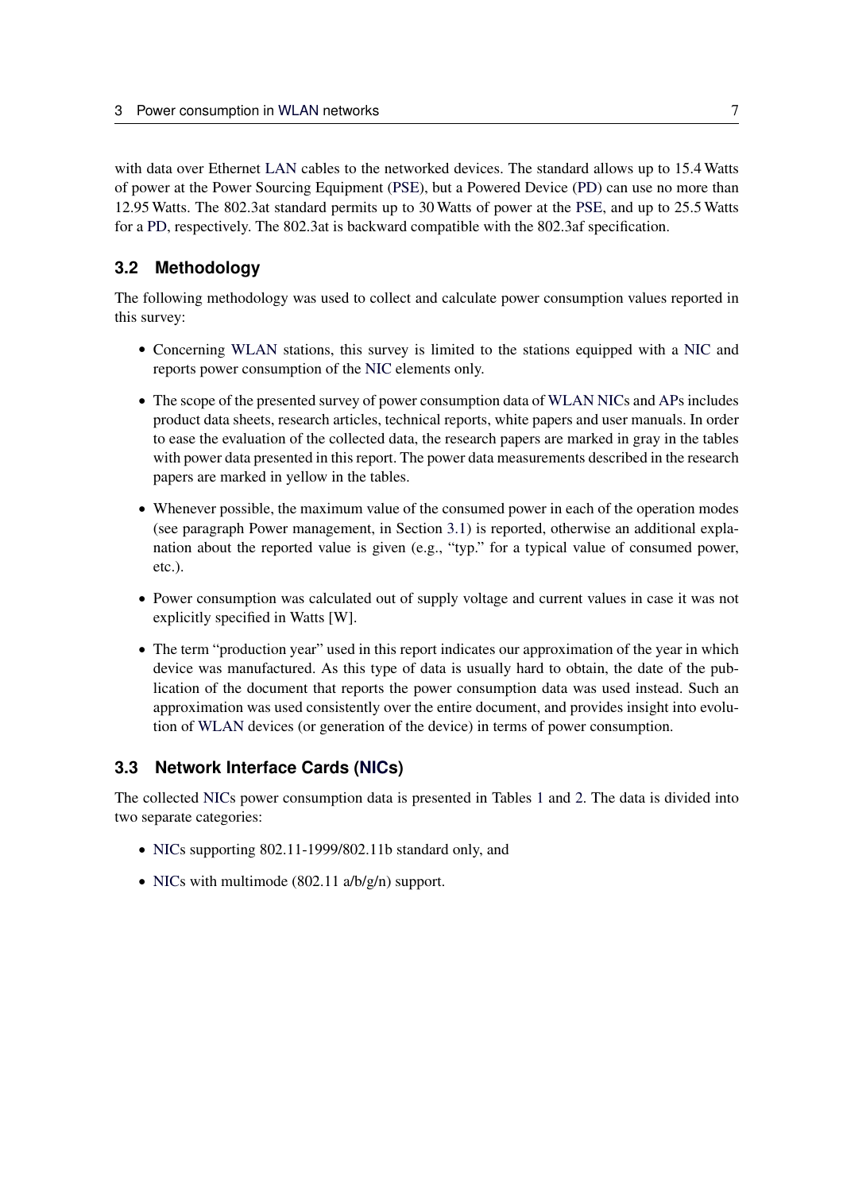with data over Ethernet LAN cables to the networked devices. The standard allows up to 15.4 Watts of power at the Power Sourcing Equipment (PSE), but a Powered Device (PD) can use no more than 12.95 Watts. The 802.3at standard permits up to 30 Watts of power at the PSE, and up to 25.5 Watts for a PD, respectively. The 802.3at is backward compatible with the 802.3af specification.

## 3.2 Methodology

The following methodology was used to collect and calculate power consumption values reported in this survey:

- Concerning WLAN stations, this survey is limited to the stations equipped with a NIC and reports power consumption of the NIC elements only.
- The scope of the presented survey of power consumption data of WLAN NICs and APs includes product data sheets, research articles, technical reports, white papers and user manuals. In order to ease the evaluation of the collected data, the research papers are marked in gray in the tables with power data presented in this report. The power data measurements described in the research papers are marked in yellow in the tables.
- Whenever possible, the maximum value of the consumed power in each of the operation modes (see paragraph Power management, in Section 3.1) is reported, otherwise an additional explanation about the reported value is given (e.g., "typ." for a typical value of consumed power, etc.).
- Power consumption was calculated out of supply voltage and current values in case it was not explicitly specified in Watts [W].
- The term "production year" used in this report indicates our approximation of the year in which device was manufactured. As this type of data is usually hard to obtain, the date of the publication of the document that reports the power consumption data was used instead. Such an approximation was used consistently over the entire document, and provides insight into evolution of WLAN devices (or generation of the device) in terms of power consumption.

## 3.3 Network Interface Cards (NICs)

The collected NICs power consumption data is presented in Tables 1 and 2. The data is divided into two separate categories:

- NICs supporting 802.11-1999/802.11b standard only, and
- NICs with multimode (802.11 a/b/g/n) support.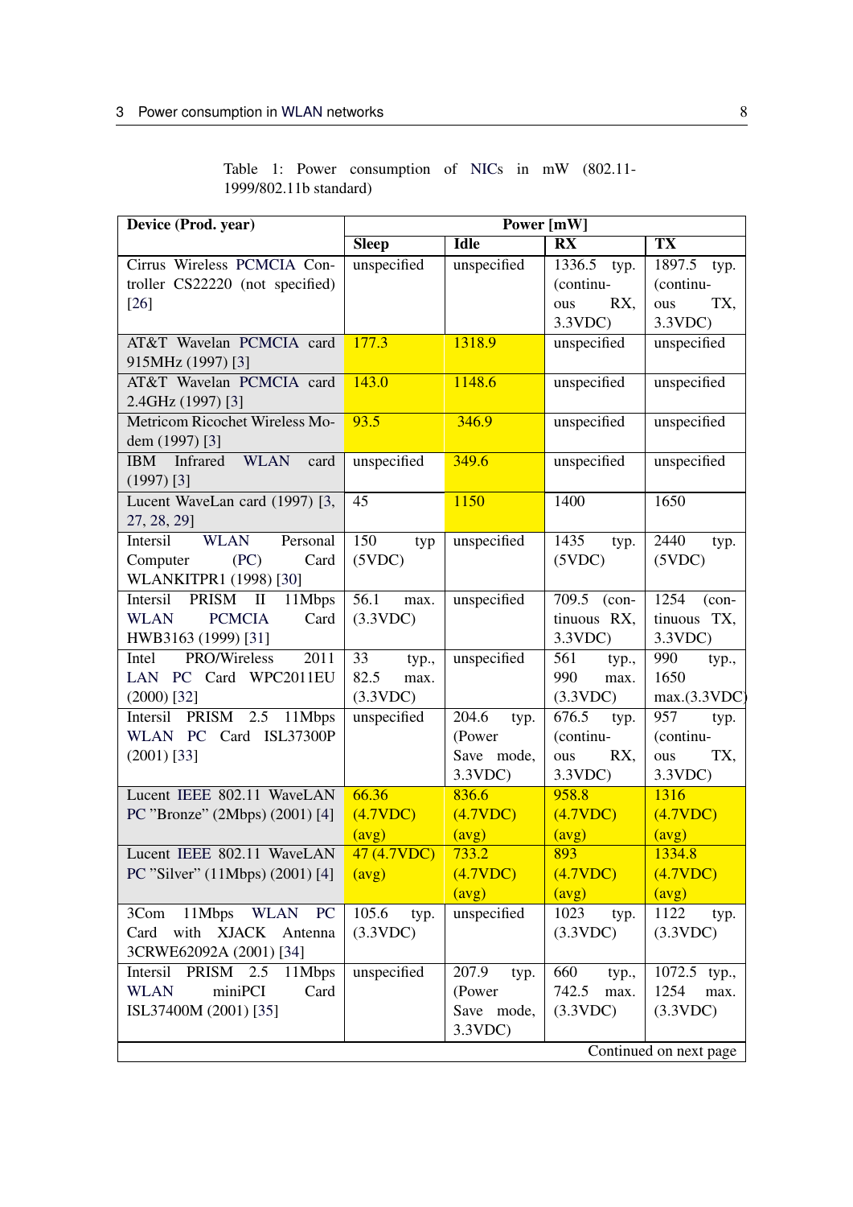Table 1: Power consumption of NICs in mW (802.11-1999/802.11b standard)

| Device (Prod. year) | Power [mW] | | | |
|---|---|---|---|---|
| | Sleep | Idle | RX | TX |
| Cirrus Wireless PCMCIA Controller CS22220 (not specified) [26] | unspecified | unspecified | 1336.5 typ. (continuous RX, 3.3VDC) | 1897.5 typ. (continuous TX, 3.3VDC) |
| AT&T Wavelan PCMCIA card 915MHz (1997) [3] | 177.3 | 1318.9 | unspecified | unspecified |
| AT&T Wavelan PCMCIA card 2.4GHz (1997) [3] | 143.0 | 1148.6 | unspecified | unspecified |
| Metricom Ricochet Wireless Modem (1997) [3] | 93.5 | 346.9 | unspecified | unspecified |
| IBM Infrared WLAN card (1997) [3] | unspecified | 349.6 | unspecified | unspecified |
| Lucent WaveLan card (1997) [3, 27, 28, 29] | 45 | 1150 | 1400 | 1650 |
| Intersil WLAN Personal Computer (PC) Card WLANKITPR1 (1998) [30] | 150 typ (5VDC) | unspecified | 1435 typ. (5VDC) | 2440 typ. (5VDC) |
| Intersil PRISM II 11Mbps WLAN PCMCIA Card HWB3163 (1999) [31] | 56.1 max. (3.3VDC) | unspecified | 709.5 (continuous RX, 3.3VDC) | 1254 (continuous TX, 3.3VDC) |
| Intel PRO/Wireless 2011 LAN PC Card WPC2011EU (2000) [32] | 33 typ., 82.5 max. (3.3VDC) | unspecified | 561 typ., 990 max. (3.3VDC) | 990 typ., 1650 max.(3.3VDC) |
| Intersil PRISM 2.5 11Mbps WLAN PC Card ISL37300P (2001) [33] | unspecified | 204.6 typ. (Power Save mode, 3.3VDC) | 676.5 typ. (continuous RX, 3.3VDC) | 957 typ. (continuous TX, 3.3VDC) |
| Lucent IEEE 802.11 WaveLAN PC "Bronze" (2Mbps) (2001) [4] | 66.36 (4.7VDC) (avg) | 836.6 (4.7VDC) (avg) | 958.8 (4.7VDC) (avg) | 1316 (4.7VDC) (avg) |
| Lucent IEEE 802.11 WaveLAN PC "Silver" (11Mbps) (2001) [4] | 47 (4.7VDC) (avg) | 733.2 (4.7VDC) (avg) | 893 (4.7VDC) (avg) | 1334.8 (4.7VDC) (avg) |
| 3Com 11Mbps WLAN PC Card with XJACK Antenna 3CRWE62092A (2001) [34] | 105.6 typ. (3.3VDC) | unspecified | 1023 typ. (3.3VDC) | 1122 typ. (3.3VDC) |
| Intersil PRISM 2.5 11Mbps WLAN miniPCI Card ISL37400M (2001) [35] | unspecified | 207.9 typ. (Power Save mode, 3.3VDC) | 660 typ., 742.5 max. (3.3VDC) | 1072.5 typ., 1254 max. (3.3VDC) |

Continued on next page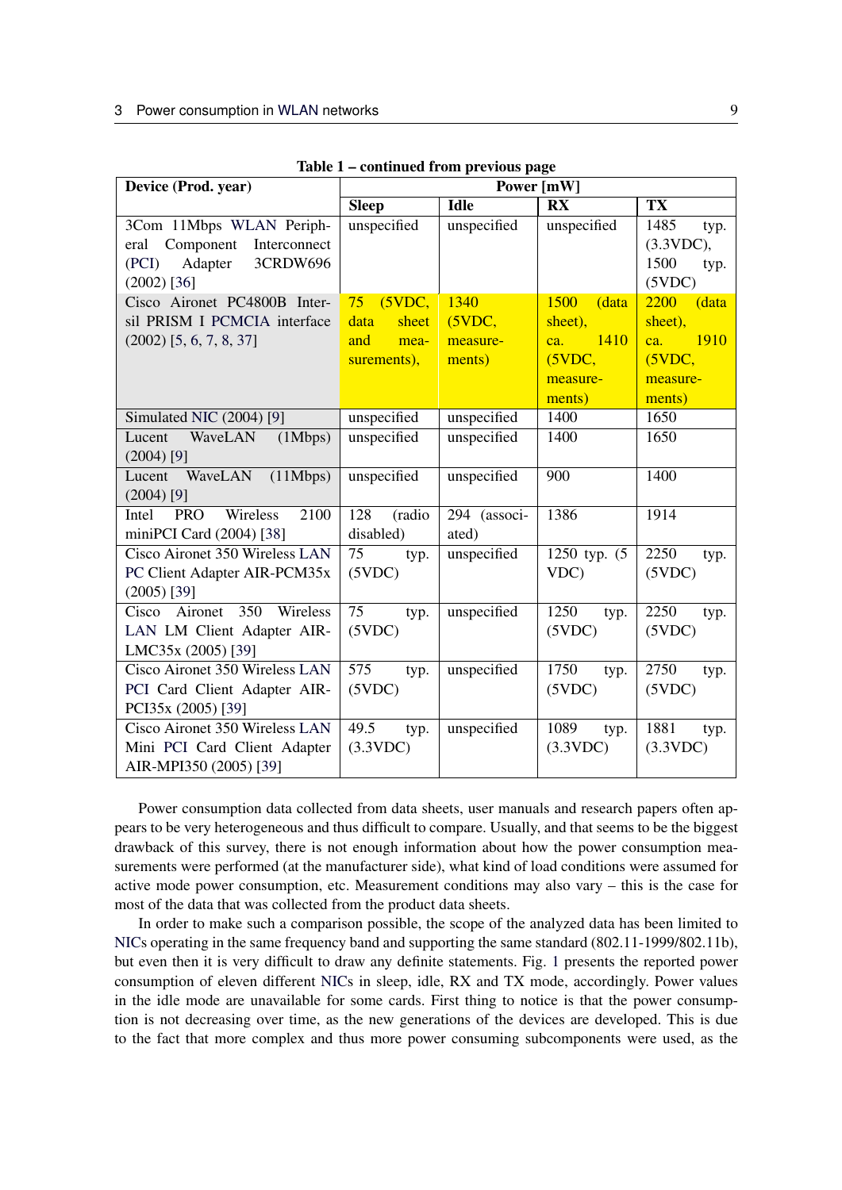**Table 1 – continued from previous page**

| Device (Prod. year) | Power [mW] | | | |
|---|---|---|---|---|
| | **Sleep** | **Idle** | **RX** | **TX** |
| 3Com 11Mbps WLAN Peripheral Component Interconnect (PCI) Adapter 3CRDW696 (2002) [36] | unspecified | unspecified | unspecified | 1485 typ. (3.3VDC), 1500 typ. (5VDC) |
| Cisco Aironet PC4800B Intersil PRISM I PCMCIA interface (2002) [5, 6, 7, 8, 37] | 75 (5VDC, data sheet and measurements), | 1340 (5VDC, measurements) | 1500 (data sheet), ca. 1410 (5VDC, measurements) | 2200 (data sheet), ca. 1910 (5VDC, measurements) |
| Simulated NIC (2004) [9] | unspecified | unspecified | 1400 | 1650 |
| Lucent WaveLAN (1Mbps) (2004) [9] | unspecified | unspecified | 1400 | 1650 |
| Lucent WaveLAN (11Mbps) (2004) [9] | unspecified | unspecified | 900 | 1400 |
| Intel PRO Wireless 2100 miniPCI Card (2004) [38] | 128 (radio disabled) | 294 (associated) | 1386 | 1914 |
| Cisco Aironet 350 Wireless LAN PC Client Adapter AIR-PCM35x (2005) [39] | 75 typ. (5VDC) | unspecified | 1250 typ. (5 VDC) | 2250 typ. (5VDC) |
| Cisco Aironet 350 Wireless LAN LM Client Adapter AIR-LMC35x (2005) [39] | 75 typ. (5VDC) | unspecified | 1250 typ. (5VDC) | 2250 typ. (5VDC) |
| Cisco Aironet 350 Wireless LAN PCI Card Client Adapter AIR-PCI35x (2005) [39] | 575 typ. (5VDC) | unspecified | 1750 typ. (5VDC) | 2750 typ. (5VDC) |
| Cisco Aironet 350 Wireless LAN Mini PCI Card Client Adapter AIR-MPI350 (2005) [39] | 49.5 typ. (3.3VDC) | unspecified | 1089 typ. (3.3VDC) | 1881 typ. (3.3VDC) |

Power consumption data collected from data sheets, user manuals and research papers often appears to be very heterogeneous and thus difficult to compare. Usually, and that seems to be the biggest drawback of this survey, there is not enough information about how the power consumption measurements were performed (at the manufacturer side), what kind of load conditions were assumed for active mode power consumption, etc. Measurement conditions may also vary – this is the case for most of the data that was collected from the product data sheets.

In order to make such a comparison possible, the scope of the analyzed data has been limited to NICs operating in the same frequency band and supporting the same standard (802.11-1999/802.11b), but even then it is very difficult to draw any definite statements. Fig. 1 presents the reported power consumption of eleven different NICs in sleep, idle, RX and TX mode, accordingly. Power values in the idle mode are unavailable for some cards. First thing to notice is that the power consumption is not decreasing over time, as the new generations of the devices are developed. This is due to the fact that more complex and thus more power consuming subcomponents were used, as the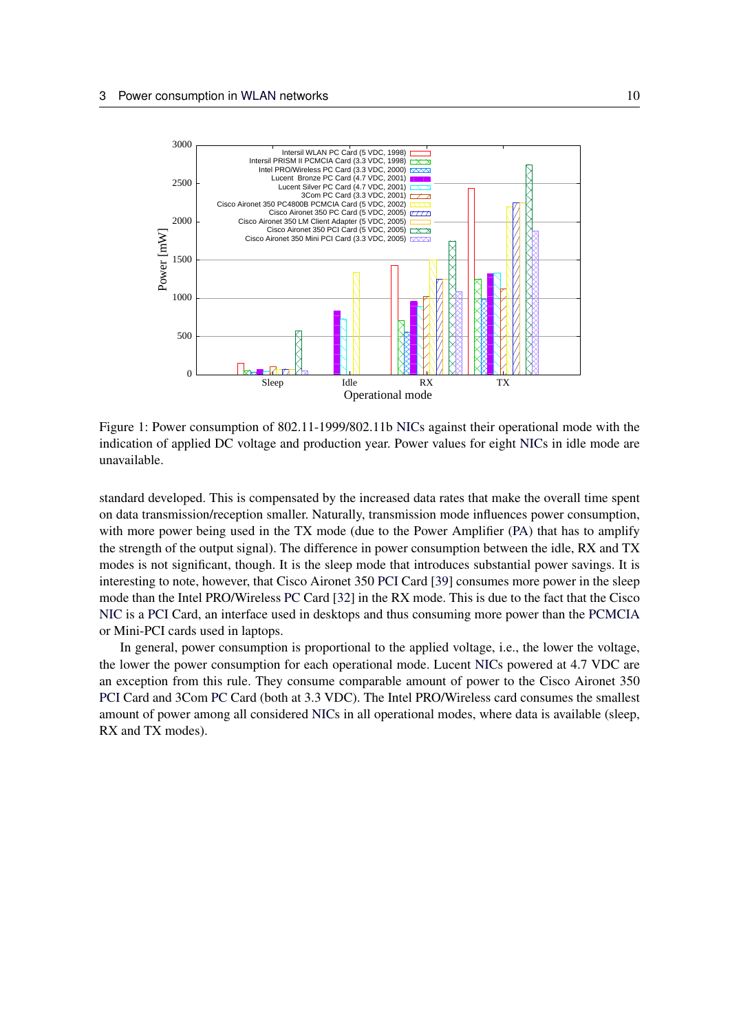Figure 1: Power consumption of 802.11-1999/802.11b NICs against their operational mode with the indication of applied DC voltage and production year. Power values for eight NICs in idle mode are unavailable.

standard developed. This is compensated by the increased data rates that make the overall time spent on data transmission/reception smaller. Naturally, transmission mode influences power consumption, with more power being used in the TX mode (due to the Power Amplifier (PA) that has to amplify the strength of the output signal). The difference in power consumption between the idle, RX and TX modes is not significant, though. It is the sleep mode that introduces substantial power savings. It is interesting to note, however, that Cisco Aironet 350 PCI Card [39] consumes more power in the sleep mode than the Intel PRO/Wireless PC Card [32] in the RX mode. This is due to the fact that the Cisco NIC is a PCI Card, an interface used in desktops and thus consuming more power than the PCMCIA or Mini-PCI cards used in laptops.

In general, power consumption is proportional to the applied voltage, i.e., the lower the voltage, the lower the power consumption for each operational mode. Lucent NICs powered at 4.7 VDC are an exception from this rule. They consume comparable amount of power to the Cisco Aironet 350 PCI Card and 3Com PC Card (both at 3.3 VDC). The Intel PRO/Wireless card consumes the smallest amount of power among all considered NICs in all operational modes, where data is available (sleep, RX and TX modes).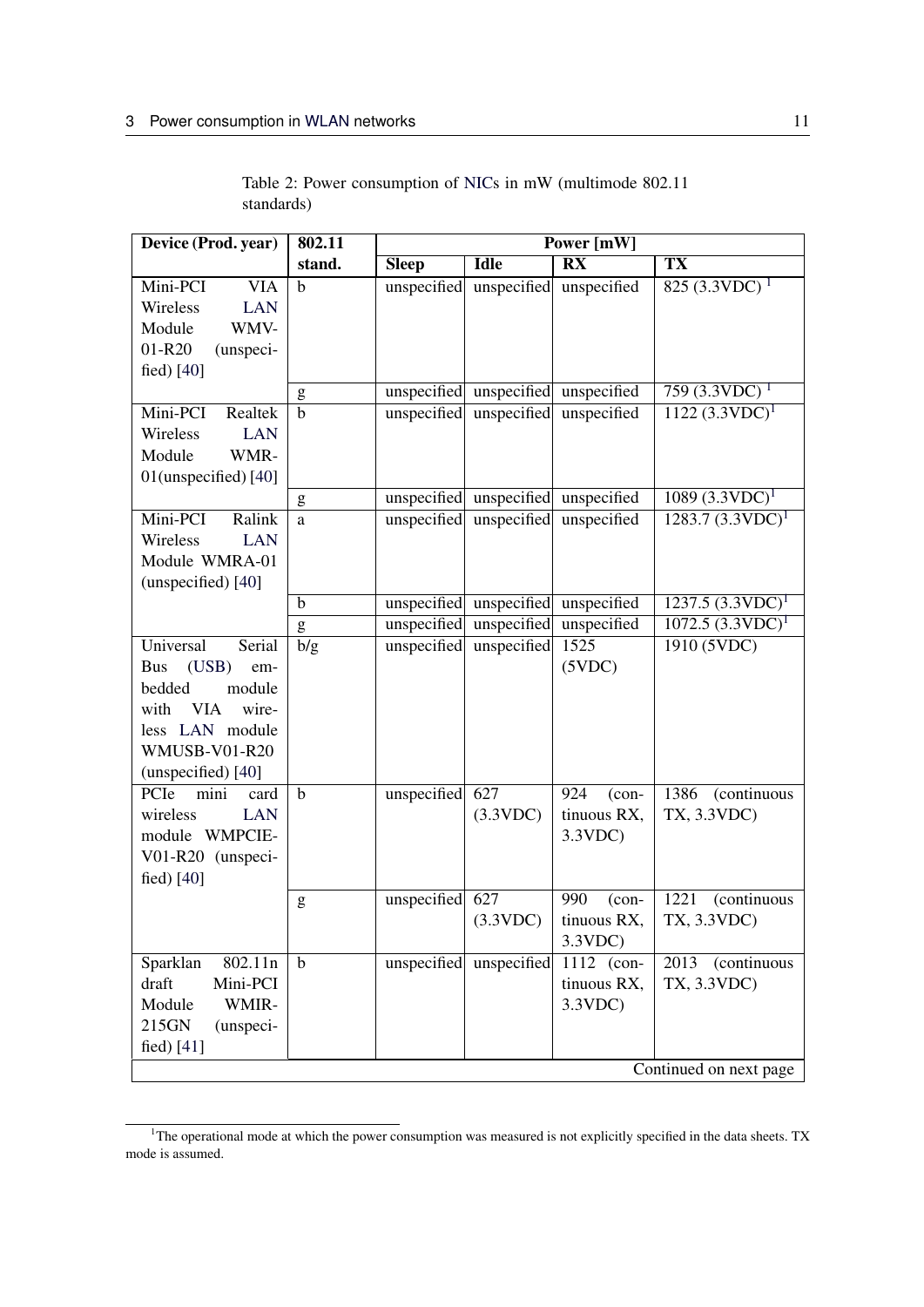Table 2: Power consumption of NICs in mW (multimode 802.11 standards)

| Device (Prod. year) | 802.11 stand. | Power [mW] | | | |
|---|---|---|---|---|---|
| | | Sleep | Idle | RX | TX |
| Mini-PCI VIA Wireless LAN Module WMV-01-R20 (unspecified) [40] | b | unspecified | unspecified | unspecified | 825 (3.3VDC) [1] |
| | g | unspecified | unspecified | unspecified | 759 (3.3VDC) [1] |
| Mini-PCI Realtek Wireless LAN Module WMR-01(unspecified) [40] | b | unspecified | unspecified | unspecified | 1122 (3.3VDC)[1] |
| | g | unspecified | unspecified | unspecified | 1089 (3.3VDC)[1] |
| Mini-PCI Ralink Wireless LAN Module WMRA-01 (unspecified) [40] | a | unspecified | unspecified | unspecified | 1283.7 (3.3VDC)[1] |
| | b | unspecified | unspecified | unspecified | 1237.5 (3.3VDC)[1] |
| | g | unspecified | unspecified | unspecified | 1072.5 (3.3VDC)[1] |
| Universal Serial Bus (USB) embedded module with VIA wireless LAN module WMUSB-V01-R20 (unspecified) [40] | b/g | unspecified | unspecified | 1525 (5VDC) | 1910 (5VDC) |
| PCIe mini card wireless LAN module WMPCIE-V01-R20 (unspecified) [40] | b | unspecified | 627 (3.3VDC) | 924 (continuous RX, 3.3VDC) | 1386 (continuous TX, 3.3VDC) |
| | g | unspecified | 627 (3.3VDC) | 990 (continuous RX, 3.3VDC) | 1221 (continuous TX, 3.3VDC) |
| Sparklan 802.11n draft Mini-PCI Module WMIR-215GN (unspecified) [41] | b | unspecified | unspecified | 1112 (continuous RX, 3.3VDC) | 2013 (continuous TX, 3.3VDC) |
| | | | | | Continued on next page |

[1]The operational mode at which the power consumption was measured is not explicitly specified in the data sheets. TX mode is assumed.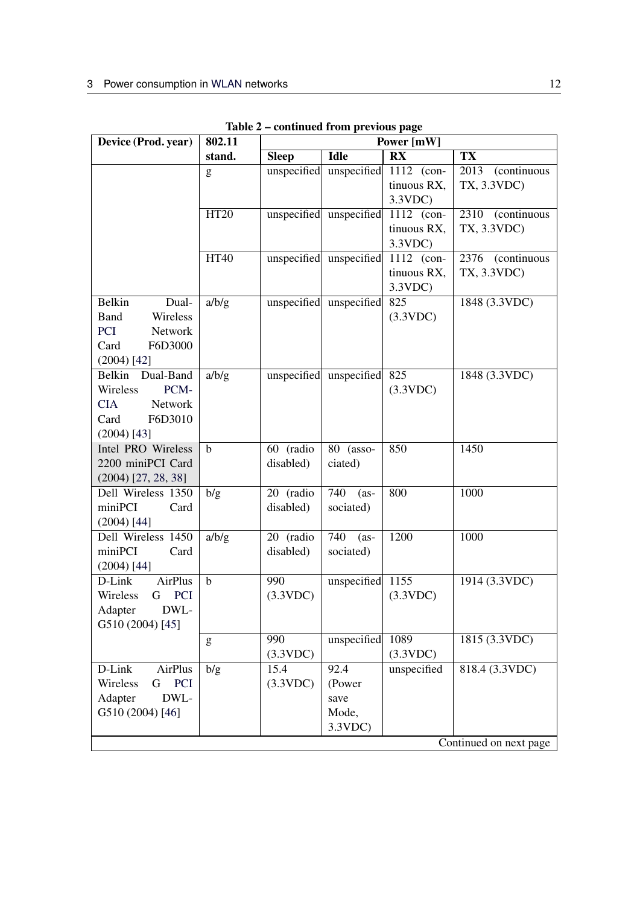**Table 2 – continued from previous page**

| Device (Prod. year) | 802.11 stand. | Power [mW] | | | |
|---|---|---|---|---|---|
| | | Sleep | Idle | RX | TX |
| | g | unspecified | unspecified | 1112 (continuous RX, 3.3VDC) | 2013 (continuous TX, 3.3VDC) |
| | HT20 | unspecified | unspecified | 1112 (continuous RX, 3.3VDC) | 2310 (continuous TX, 3.3VDC) |
| | HT40 | unspecified | unspecified | 1112 (continuous RX, 3.3VDC) | 2376 (continuous TX, 3.3VDC) |
| Belkin Dual-Band Wireless PCI Network Card F6D3000 (2004) [42] | a/b/g | unspecified | unspecified | 825 (3.3VDC) | 1848 (3.3VDC) |
| Belkin Dual-Band Wireless PCMCIA Network Card F6D3010 (2004) [43] | a/b/g | unspecified | unspecified | 825 (3.3VDC) | 1848 (3.3VDC) |
| Intel PRO Wireless 2200 miniPCI Card (2004) [27, 28, 38] | b | 60 (radio disabled) | 80 (associated) | 850 | 1450 |
| Dell Wireless 1350 miniPCI Card (2004) [44] | b/g | 20 (radio disabled) | 740 (associated) | 800 | 1000 |
| Dell Wireless 1450 miniPCI Card (2004) [44] | a/b/g | 20 (radio disabled) | 740 (associated) | 1200 | 1000 |
| D-Link AirPlus Wireless G PCI Adapter DWL-G510 (2004) [45] | b | 990 (3.3VDC) | unspecified | 1155 (3.3VDC) | 1914 (3.3VDC) |
| | g | 990 (3.3VDC) | unspecified | 1089 (3.3VDC) | 1815 (3.3VDC) |
| D-Link AirPlus Wireless G PCI Adapter DWL-G510 (2004) [46] | b/g | 15.4 (3.3VDC) | 92.4 (Power save Mode, 3.3VDC) | unspecified | 818.4 (3.3VDC) |

Continued on next page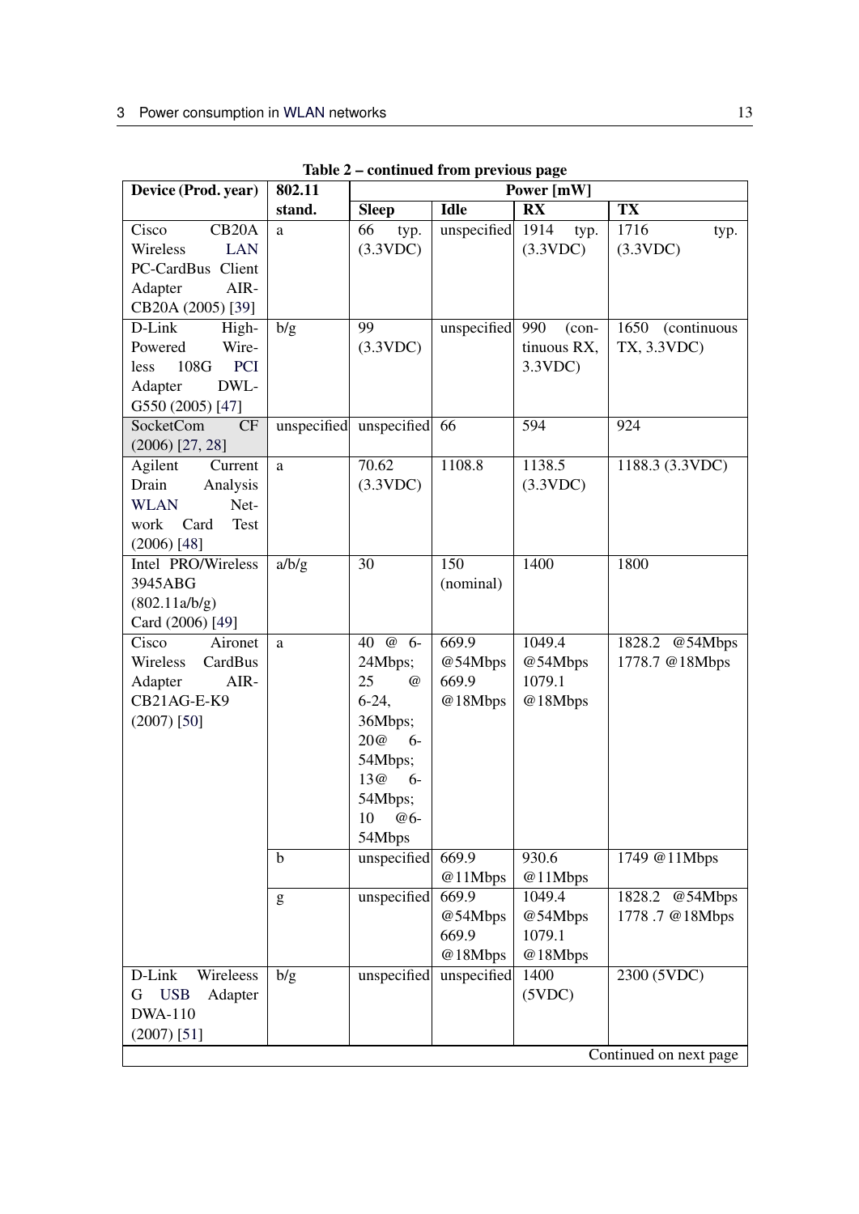**Table 2 – continued from previous page**

| Device (Prod. year) | 802.11 stand. | Power [mW] | | | |
|---|---|---|---|---|---|
| | | Sleep | Idle | RX | TX |
| Cisco CB20A Wireless LAN PC-CardBus Client Adapter AIR-CB20A (2005) [39] | a | 66 typ. (3.3VDC) | unspecified | 1914 typ. (3.3VDC) | 1716 typ. (3.3VDC) |
| D-Link High-Powered Wireless 108G PCI Adapter DWL-G550 (2005) [47] | b/g | 99 (3.3VDC) | unspecified | 990 (continuous RX, 3.3VDC) | 1650 (continuous TX, 3.3VDC) |
| SocketCom CF (2006) [27, 28] | unspecified | unspecified | 66 | 594 | 924 |
| Agilent Current Drain Analysis WLAN Network Card Test (2006) [48] | a | 70.62 (3.3VDC) | 1108.8 | 1138.5 (3.3VDC) | 1188.3 (3.3VDC) |
| Intel PRO/Wireless 3945ABG (802.11a/b/g) Card (2006) [49] | a/b/g | 30 | 150 (nominal) | 1400 | 1800 |
| Cisco Aironet Wireless CardBus Adapter AIR-CB21AG-E-K9 (2007) [50] | a | 40 @ 6-24Mbps; 25 @ 6-24, 36Mbps; 20@ 6-54Mbps; 13@ 6-54Mbps; 10 @6-54Mbps | 669.9 @54Mbps 669.9 @18Mbps | 1049.4 @54Mbps 1079.1 @18Mbps | 1828.2 @54Mbps 1778.7 @18Mbps |
| | b | unspecified | 669.9 @11Mbps | 930.6 @11Mbps | 1749 @11Mbps |
| | g | unspecified | 669.9 @54Mbps 669.9 @18Mbps | 1049.4 @54Mbps 1079.1 @18Mbps | 1828.2 @54Mbps 1778 .7 @18Mbps |
| D-Link Wireless G USB Adapter DWA-110 (2007) [51] | b/g | unspecified | unspecified | 1400 (5VDC) | 2300 (5VDC) |

Continued on next page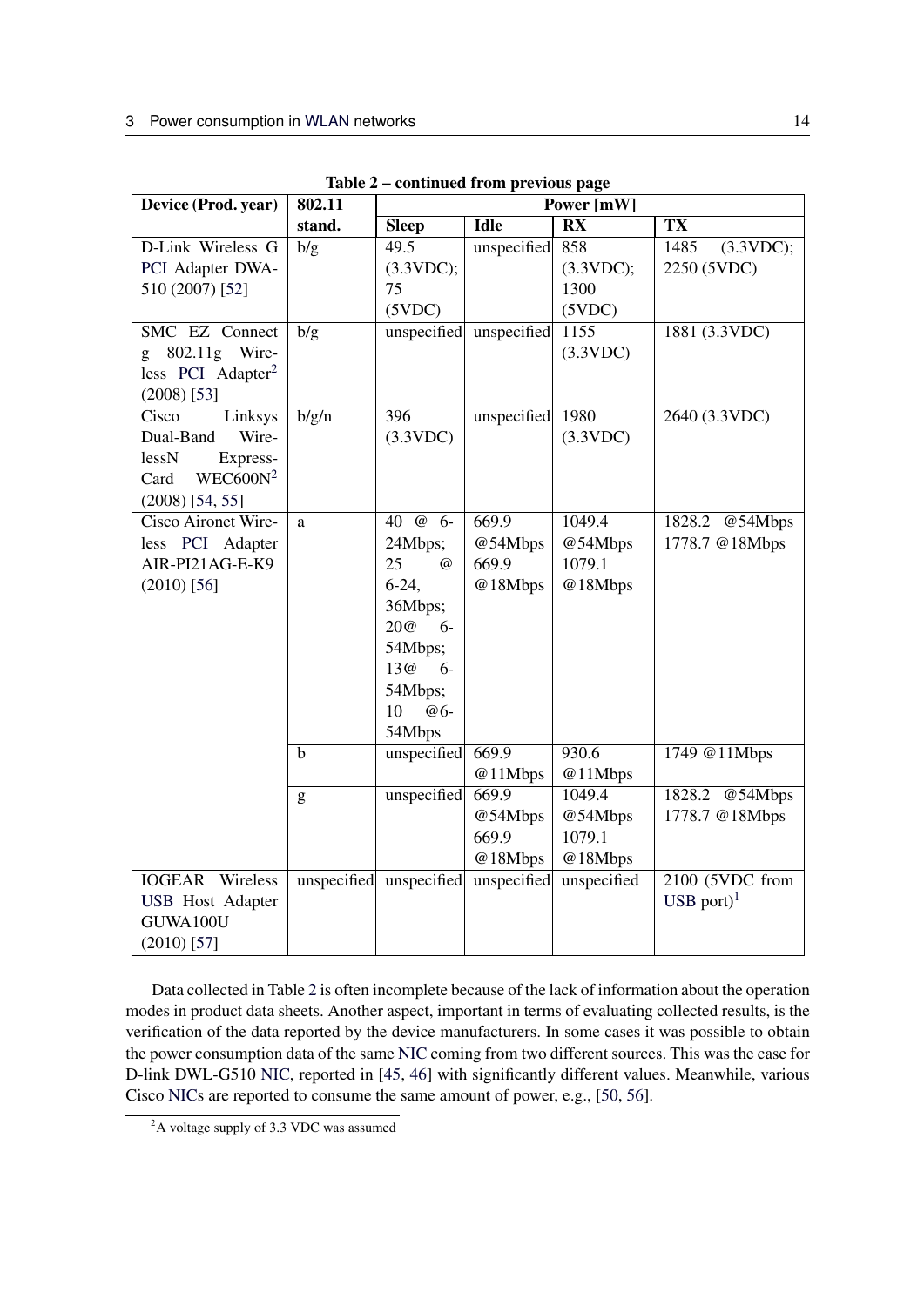**Table 2 – continued from previous page**

| Device (Prod. year) | 802.11 stand. | Power [mW] | | | |
|---|---|---|---|---|---|
| | | **Sleep** | **Idle** | **RX** | **TX** |
| D-Link Wireless G PCI Adapter DWA-510 (2007) [52] | b/g | 49.5 (3.3VDC); 75 (5VDC) | unspecified | 858 (3.3VDC); 1300 (5VDC) | 1485 (3.3VDC); 2250 (5VDC) |
| SMC EZ Connect g 802.11g Wireless PCI Adapter[2] (2008) [53] | b/g | unspecified | unspecified | 1155 (3.3VDC) | 1881 (3.3VDC) |
| Cisco Linksys Dual-Band WirelessN Express-Card WEC600N[2] (2008) [54, 55] | b/g/n | 396 (3.3VDC) | unspecified | 1980 (3.3VDC) | 2640 (3.3VDC) |
| Cisco Aironet Wireless PCI Adapter AIR-PI21AG-E-K9 (2010) [56] | a | 40 @ 6-24Mbps; 25 @ 6-24, 36Mbps; 20@ 6-54Mbps; 13@ 6-54Mbps; 10 @6-54Mbps | 669.9 @54Mbps 669.9 @18Mbps | 1049.4 @54Mbps 1079.1 @18Mbps | 1828.2 @54Mbps 1778.7 @18Mbps |
| | b | unspecified | 669.9 @11Mbps | 930.6 @11Mbps | 1749 @11Mbps |
| | g | unspecified | 669.9 @54Mbps 669.9 @18Mbps | 1049.4 @54Mbps 1079.1 @18Mbps | 1828.2 @54Mbps 1778.7 @18Mbps |
| IOGEAR Wireless USB Host Adapter GUWA100U (2010) [57] | unspecified | unspecified | unspecified | unspecified | 2100 (5VDC from USB port)[1] |

Data collected in Table 2 is often incomplete because of the lack of information about the operation modes in product data sheets. Another aspect, important in terms of evaluating collected results, is the verification of the data reported by the device manufacturers. In some cases it was possible to obtain the power consumption data of the same NIC coming from two different sources. This was the case for D-link DWL-G510 NIC, reported in [45, 46] with significantly different values. Meanwhile, various Cisco NICs are reported to consume the same amount of power, e.g., [50, 56].

[2] A voltage supply of 3.3 VDC was assumed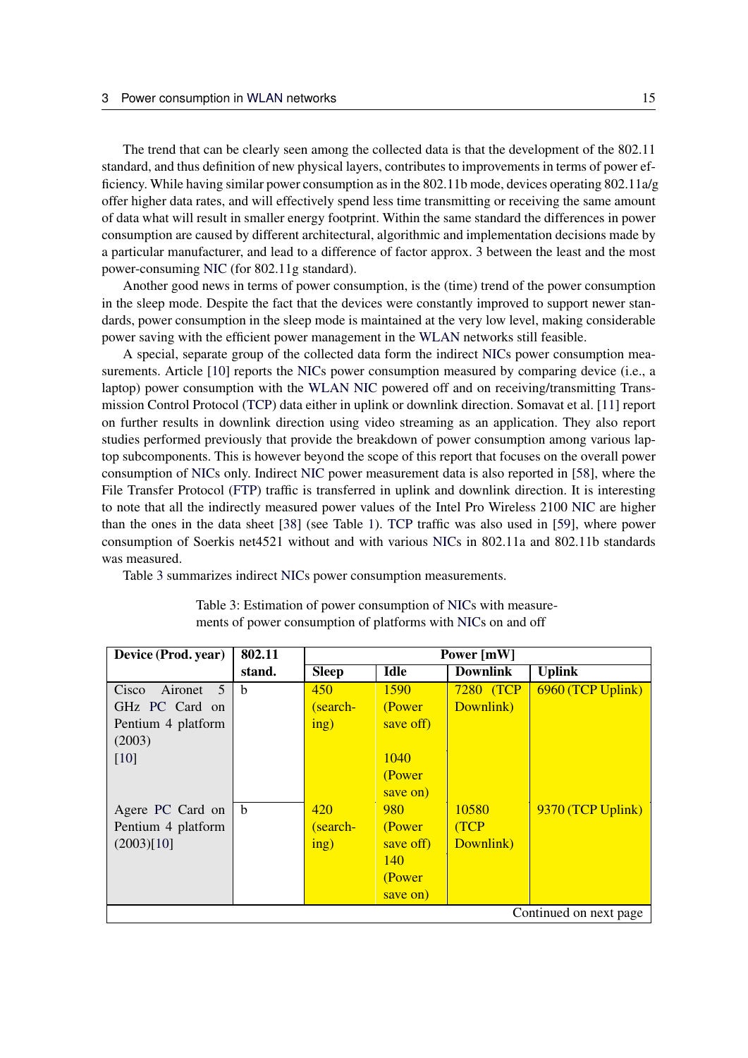The trend that can be clearly seen among the collected data is that the development of the 802.11 standard, and thus definition of new physical layers, contributes to improvements in terms of power efficiency. While having similar power consumption as in the 802.11b mode, devices operating 802.11a/g offer higher data rates, and will effectively spend less time transmitting or receiving the same amount of data what will result in smaller energy footprint. Within the same standard the differences in power consumption are caused by different architectural, algorithmic and implementation decisions made by a particular manufacturer, and lead to a difference of factor approx. 3 between the least and the most power-consuming NIC (for 802.11g standard).

Another good news in terms of power consumption, is the (time) trend of the power consumption in the sleep mode. Despite the fact that the devices were constantly improved to support newer standards, power consumption in the sleep mode is maintained at the very low level, making considerable power saving with the efficient power management in the WLAN networks still feasible.

A special, separate group of the collected data form the indirect NICs power consumption measurements. Article [10] reports the NICs power consumption measured by comparing device (i.e., a laptop) power consumption with the WLAN NIC powered off and on receiving/transmitting Transmission Control Protocol (TCP) data either in uplink or downlink direction. Somavat et al. [11] report on further results in downlink direction using video streaming as an application. They also report studies performed previously that provide the breakdown of power consumption among various laptop subcomponents. This is however beyond the scope of this report that focuses on the overall power consumption of NICs only. Indirect NIC power measurement data is also reported in [58], where the File Transfer Protocol (FTP) traffic is transferred in uplink and downlink direction. It is interesting to note that all the indirectly measured power values of the Intel Pro Wireless 2100 NIC are higher than the ones in the data sheet [38] (see Table 1). TCP traffic was also used in [59], where power consumption of Soerkis net4521 without and with various NICs in 802.11a and 802.11b standards was measured.

Table 3 summarizes indirect NICs power consumption measurements.

Table 3: Estimation of power consumption of NICs with measurements of power consumption of platforms with NICs on and off

| Device (Prod. year) | 802.11 stand. | Power [mW] | | | |
|---|---|---|---|---|---|
| | | **Sleep** | **Idle** | **Downlink** | **Uplink** |
| Cisco Aironet 5 GHz PC Card on Pentium 4 platform (2003) [10] | b | 450 (searching) | 1590 (Power save off) 1040 (Power save on) | 7280 (TCP Downlink) | 6960 (TCP Uplink) |
| Agere PC Card on Pentium 4 platform (2003)[10] | b | 420 (searching) | 980 (Power save off) 140 (Power save on) | 10580 (TCP Downlink) | 9370 (TCP Uplink) |

Continued on next page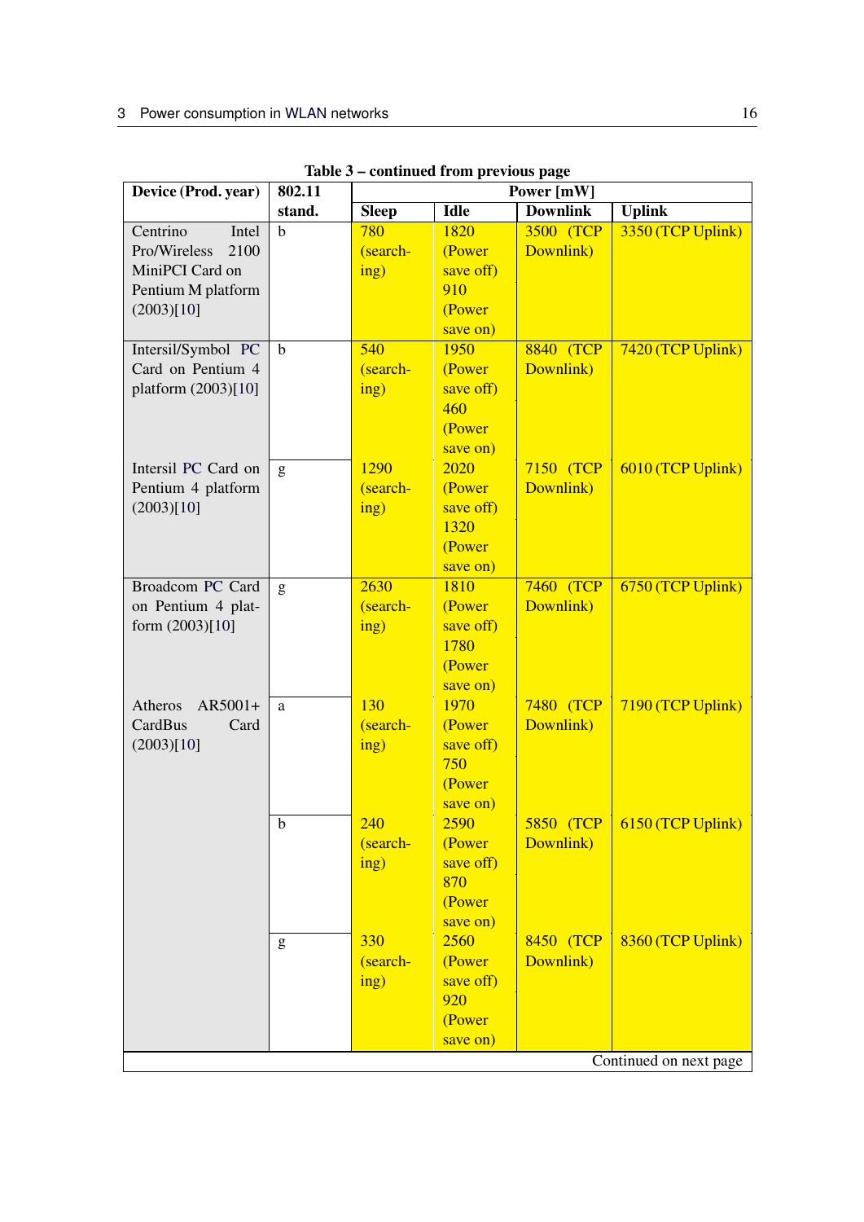Table 3 – continued from previous page

| Device (Prod. year) | 802.11 stand. | Power [mW] | | | |
|---|---|---|---|---|---|
| | | Sleep | Idle | Downlink | Uplink |
| Centrino Intel Pro/Wireless 2100 MiniPCI Card on Pentium M platform (2003)[10] | b | 780 (searching) | 1820 (Power save off) 910 (Power save on) | 3500 (TCP Downlink) | 3350 (TCP Uplink) |
| Intersil/Symbol PC Card on Pentium 4 platform (2003)[10] | b | 540 (searching) | 1950 (Power save off) 460 (Power save on) | 8840 (TCP Downlink) | 7420 (TCP Uplink) |
| Intersil PC Card on Pentium 4 platform (2003)[10] | g | 1290 (searching) | 2020 (Power save off) 1320 (Power save on) | 7150 (TCP Downlink) | 6010 (TCP Uplink) |
| Broadcom PC Card on Pentium 4 platform (2003)[10] | g | 2630 (searching) | 1810 (Power save off) 1780 (Power save on) | 7460 (TCP Downlink) | 6750 (TCP Uplink) |
| Atheros AR5001+ CardBus Card (2003)[10] | a | 130 (searching) | 1970 (Power save off) 750 (Power save on) | 7480 (TCP Downlink) | 7190 (TCP Uplink) |
| | b | 240 (searching) | 2590 (Power save off) 870 (Power save on) | 5850 (TCP Downlink) | 6150 (TCP Uplink) |
| | g | 330 (searching) | 2560 (Power save off) 920 (Power save on) | 8450 (TCP Downlink) | 8360 (TCP Uplink) |

Continued on next page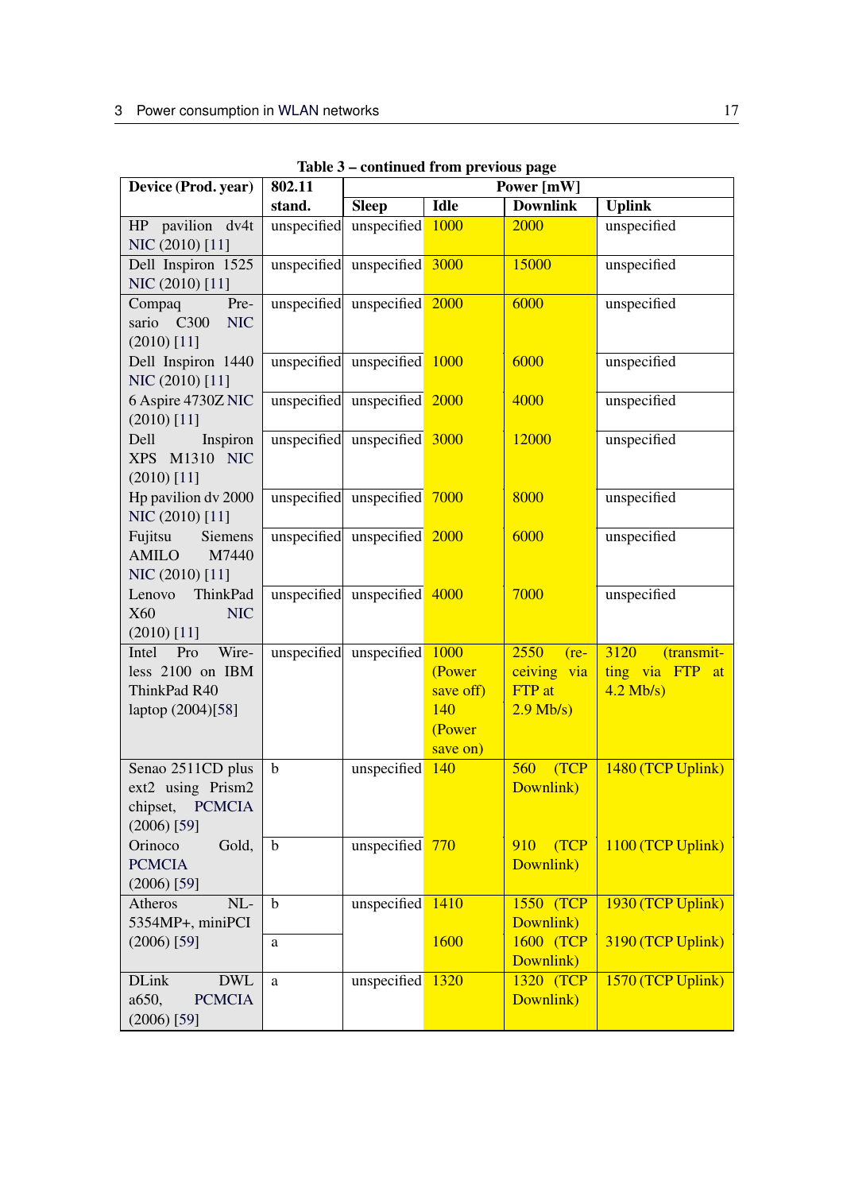Table 3 – continued from previous page

| Device (Prod. year) | 802.11 stand. | Power [mW] | | | |
|---|---|---|---|---|---|
| | | Sleep | Idle | Downlink | Uplink |
| HP pavilion dv4t NIC (2010) [11] | unspecified | unspecified | 1000 | 2000 | unspecified |
| Dell Inspiron 1525 NIC (2010) [11] | unspecified | unspecified | 3000 | 15000 | unspecified |
| Compaq Presario C300 NIC (2010) [11] | unspecified | unspecified | 2000 | 6000 | unspecified |
| Dell Inspiron 1440 NIC (2010) [11] | unspecified | unspecified | 1000 | 6000 | unspecified |
| 6 Aspire 4730Z NIC (2010) [11] | unspecified | unspecified | 2000 | 4000 | unspecified |
| Dell Inspiron XPS M1310 NIC (2010) [11] | unspecified | unspecified | 3000 | 12000 | unspecified |
| Hp pavilion dv 2000 NIC (2010) [11] | unspecified | unspecified | 7000 | 8000 | unspecified |
| Fujitsu Siemens AMILO M7440 NIC (2010) [11] | unspecified | unspecified | 2000 | 6000 | unspecified |
| Lenovo ThinkPad X60 NIC (2010) [11] | unspecified | unspecified | 4000 | 7000 | unspecified |
| Intel Pro Wireless 2100 on IBM ThinkPad R40 laptop (2004)[58] | unspecified | unspecified | 1000 (Power save off) 140 (Power save on) | 2550 (receiving via FTP at 2.9 Mb/s) | 3120 (transmitting via FTP at 4.2 Mb/s) |
| Senao 2511CD plus ext2 using Prism2 chipset, PCMCIA (2006) [59] | b | unspecified | 140 | 560 (TCP Downlink) | 1480 (TCP Uplink) |
| Orinoco Gold, PCMCIA (2006) [59] | b | unspecified | 770 | 910 (TCP Downlink) | 1100 (TCP Uplink) |
| Atheros NL-5354MP+, miniPCI (2006) [59] | b | unspecified | 1410 | 1550 (TCP Downlink) | 1930 (TCP Uplink) |
| | a | | 1600 | 1600 (TCP Downlink) | 3190 (TCP Uplink) |
| DLink DWL a650, PCMCIA (2006) [59] | a | unspecified | 1320 | 1320 (TCP Downlink) | 1570 (TCP Uplink) |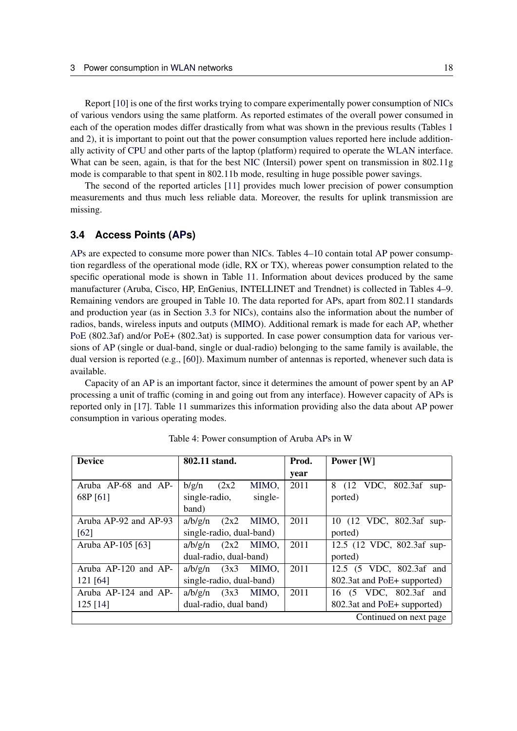Report [10] is one of the first works trying to compare experimentally power consumption of NICs of various vendors using the same platform. As reported estimates of the overall power consumed in each of the operation modes differ drastically from what was shown in the previous results (Tables 1 and 2), it is important to point out that the power consumption values reported here include additionally activity of CPU and other parts of the laptop (platform) required to operate the WLAN interface. What can be seen, again, is that for the best NIC (Intersil) power spent on transmission in 802.11g mode is comparable to that spent in 802.11b mode, resulting in huge possible power savings.

The second of the reported articles [11] provides much lower precision of power consumption measurements and thus much less reliable data. Moreover, the results for uplink transmission are missing.

### 3.4 Access Points (APs)

APs are expected to consume more power than NICs. Tables 4–10 contain total AP power consumption regardless of the operational mode (idle, RX or TX), whereas power consumption related to the specific operational mode is shown in Table 11. Information about devices produced by the same manufacturer (Aruba, Cisco, HP, EnGenius, INTELLINET and Trendnet) is collected in Tables 4–9. Remaining vendors are grouped in Table 10. The data reported for APs, apart from 802.11 standards and production year (as in Section 3.3 for NICs), contains also the information about the number of radios, bands, wireless inputs and outputs (MIMO). Additional remark is made for each AP, whether PoE (802.3af) and/or PoE+ (802.3at) is supported. In case power consumption data for various versions of AP (single or dual-band, single or dual-radio) belonging to the same family is available, the dual version is reported (e.g., [60]). Maximum number of antennas is reported, whenever such data is available.

Capacity of an AP is an important factor, since it determines the amount of power spent by an AP processing a unit of traffic (coming in and going out from any interface). However capacity of APs is reported only in [17]. Table 11 summarizes this information providing also the data about AP power consumption in various operating modes.

Table 4: Power consumption of Aruba APs in W

| Device | 802.11 stand. | Prod. year | Power [W] |
|---|---|---|---|
| Aruba AP-68 and AP-68P [61] | b/g/n (2x2 MIMO, single-radio, single-band) | 2011 | 8 (12 VDC, 802.3af supported) |
| Aruba AP-92 and AP-93 [62] | a/b/g/n (2x2 MIMO, single-radio, dual-band) | 2011 | 10 (12 VDC, 802.3af supported) |
| Aruba AP-105 [63] | a/b/g/n (2x2 MIMO, dual-radio, dual-band) | 2011 | 12.5 (12 VDC, 802.3af supported) |
| Aruba AP-120 and AP-121 [64] | a/b/g/n (3x3 MIMO, single-radio, dual-band) | 2011 | 12.5 (5 VDC, 802.3af and 802.3at and PoE+ supported) |
| Aruba AP-124 and AP-125 [14] | a/b/g/n (3x3 MIMO, dual-radio, dual band) | 2011 | 16 (5 VDC, 802.3af and 802.3at and PoE+ supported) |
| | | | Continued on next page |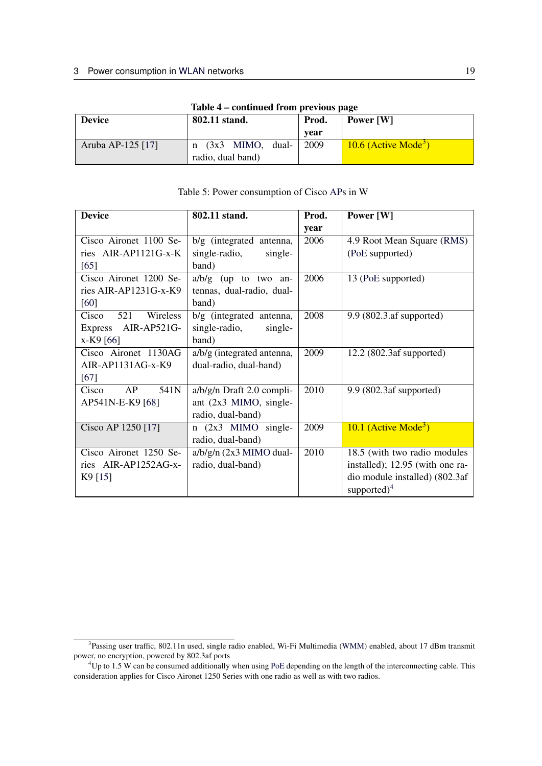**Table 4 – continued from previous page**

| Device | 802.11 stand. | Prod. year | Power [W] |
|---|---|---|---|
| Aruba AP-125 [17] | n (3x3 MIMO, dual-radio, dual band) | 2009 | 10.6 (Active Mode[3]) |

Table 5: Power consumption of Cisco APs in W

| Device | 802.11 stand. | Prod. year | Power [W] |
|---|---|---|---|
| Cisco Aironet 1100 Series AIR-AP1121G-x-K [65] | b/g (integrated antenna, single-radio, single-band) | 2006 | 4.9 Root Mean Square (RMS) (PoE supported) |
| Cisco Aironet 1200 Series AIR-AP1231G-x-K9 [60] | a/b/g (up to two antennas, dual-radio, dual-band) | 2006 | 13 (PoE supported) |
| Cisco 521 Wireless Express AIR-AP521G-x-K9 [66] | b/g (integrated antenna, single-radio, single-band) | 2008 | 9.9 (802.3.af supported) |
| Cisco Aironet 1130AG AIR-AP1131AG-x-K9 [67] | a/b/g (integrated antenna, dual-radio, dual-band) | 2009 | 12.2 (802.3af supported) |
| Cisco AP 541N AP541N-E-K9 [68] | a/b/g/n Draft 2.0 compliant (2x3 MIMO, single-radio, dual-band) | 2010 | 9.9 (802.3af supported) |
| Cisco AP 1250 [17] | n (2x3 MIMO single-radio, dual-band) | 2009 | 10.1 (Active Mode[3]) |
| Cisco Aironet 1250 Series AIR-AP1252AG-x-K9 [15] | a/b/g/n (2x3 MIMO dual-radio, dual-band) | 2010 | 18.5 (with two radio modules installed); 12.95 (with one radio module installed) (802.3af supported)[4] |

[3]Passing user traffic, 802.11n used, single radio enabled, Wi-Fi Multimedia (WMM) enabled, about 17 dBm transmit power, no encryption, powered by 802.3af ports

[4]Up to 1.5 W can be consumed additionally when using PoE depending on the length of the interconnecting cable. This consideration applies for Cisco Aironet 1250 Series with one radio as well as with two radios.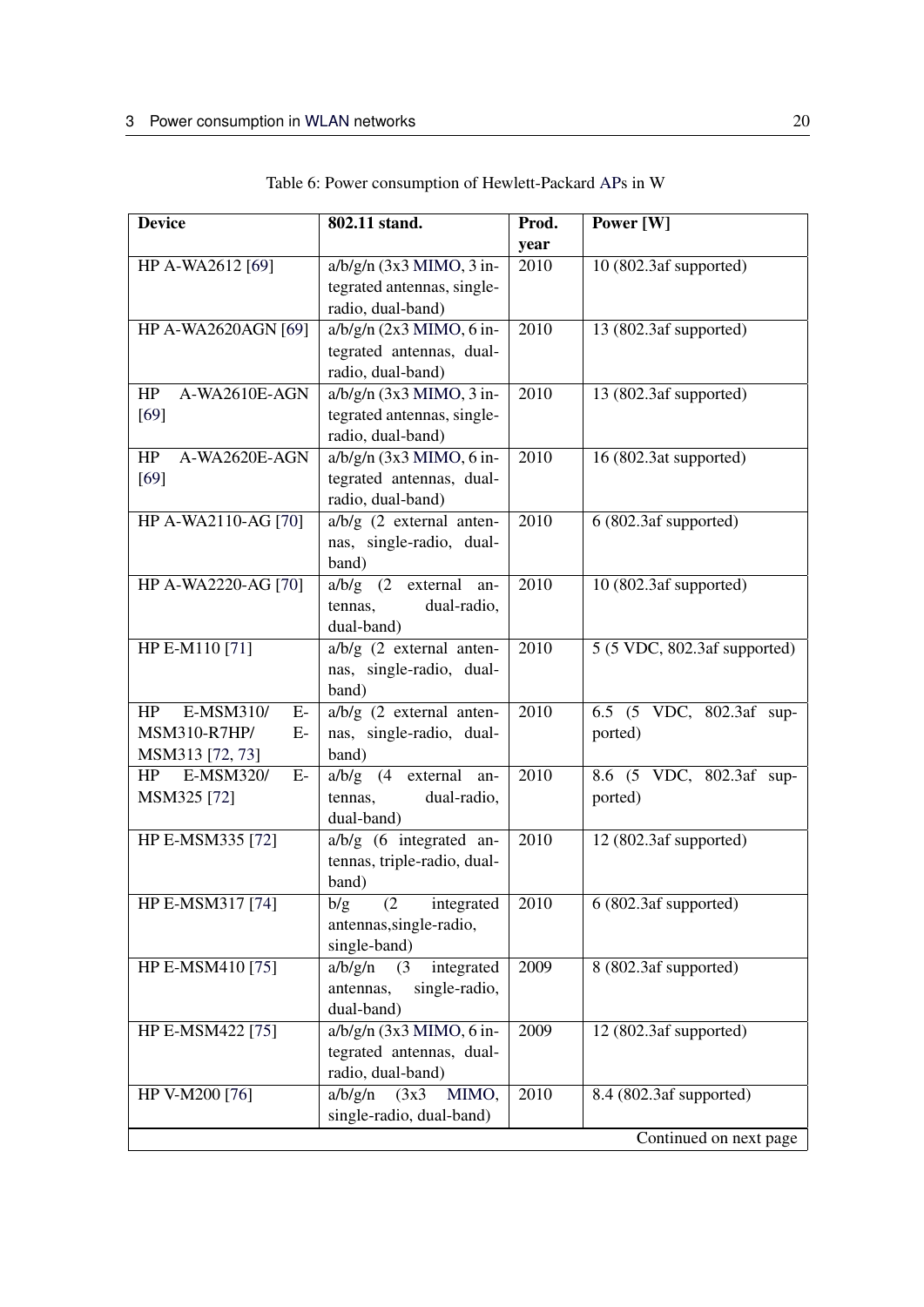Table 6: Power consumption of Hewlett-Packard APs in W

| Device | 802.11 stand. | Prod. year | Power [W] |
|---|---|---|---|
| HP A-WA2612 [69] | a/b/g/n (3x3 MIMO, 3 integrated antennas, single-radio, dual-band) | 2010 | 10 (802.3af supported) |
| HP A-WA2620AGN [69] | a/b/g/n (2x3 MIMO, 6 integrated antennas, dual-radio, dual-band) | 2010 | 13 (802.3af supported) |
| HP A-WA2610E-AGN [69] | a/b/g/n (3x3 MIMO, 3 integrated antennas, single-radio, dual-band) | 2010 | 13 (802.3af supported) |
| HP A-WA2620E-AGN [69] | a/b/g/n (3x3 MIMO, 6 integrated antennas, dual-radio, dual-band) | 2010 | 16 (802.3at supported) |
| HP A-WA2110-AG [70] | a/b/g (2 external antennas, single-radio, dual-band) | 2010 | 6 (802.3af supported) |
| HP A-WA2220-AG [70] | a/b/g (2 external antennas, dual-radio, dual-band) | 2010 | 10 (802.3af supported) |
| HP E-M110 [71] | a/b/g (2 external antennas, single-radio, dual-band) | 2010 | 5 (5 VDC, 802.3af supported) |
| HP E-MSM310/ E-MSM310-R7HP/ E-MSM313 [72, 73] | a/b/g (2 external antennas, single-radio, dual-band) | 2010 | 6.5 (5 VDC, 802.3af supported) |
| HP E-MSM320/ E-MSM325 [72] | a/b/g (4 external antennas, dual-radio, dual-band) | 2010 | 8.6 (5 VDC, 802.3af supported) |
| HP E-MSM335 [72] | a/b/g (6 integrated antennas, triple-radio, dual-band) | 2010 | 12 (802.3af supported) |
| HP E-MSM317 [74] | b/g (2 integrated antennas,single-radio, single-band) | 2010 | 6 (802.3af supported) |
| HP E-MSM410 [75] | a/b/g/n (3 integrated antennas, single-radio, dual-band) | 2009 | 8 (802.3af supported) |
| HP E-MSM422 [75] | a/b/g/n (3x3 MIMO, 6 integrated antennas, dual-radio, dual-band) | 2009 | 12 (802.3af supported) |
| HP V-M200 [76] | a/b/g/n (3x3 MIMO, single-radio, dual-band) | 2010 | 8.4 (802.3af supported) |

Continued on next page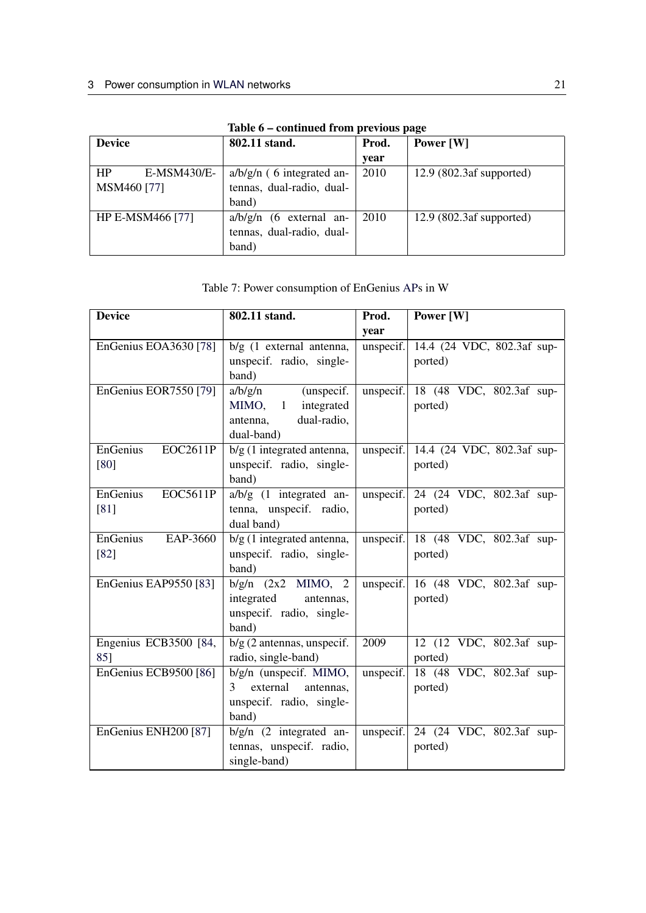Table 6 – continued from previous page

| Device | 802.11 stand. | Prod. year | Power [W] |
|---|---|---|---|
| HP E-MSM430/E-MSM460 [77] | a/b/g/n ( 6 integrated antennas, dual-radio, dual-band) | 2010 | 12.9 (802.3af supported) |
| HP E-MSM466 [77] | a/b/g/n (6 external antennas, dual-radio, dual-band) | 2010 | 12.9 (802.3af supported) |

Table 7: Power consumption of EnGenius APs in W

| Device | 802.11 stand. | Prod. year | Power [W] |
|---|---|---|---|
| EnGenius EOA3630 [78] | b/g (1 external antenna, unspecif. radio, single-band) | unspecif. | 14.4 (24 VDC, 802.3af supported) |
| EnGenius EOR7550 [79] | a/b/g/n (unspecif. MIMO, 1 integrated antenna, dual-radio, dual-band) | unspecif. | 18 (48 VDC, 802.3af supported) |
| EnGenius EOC2611P [80] | b/g (1 integrated antenna, unspecif. radio, single-band) | unspecif. | 14.4 (24 VDC, 802.3af supported) |
| EnGenius EOC5611P [81] | a/b/g (1 integrated antenna, unspecif. radio, dual band) | unspecif. | 24 (24 VDC, 802.3af supported) |
| EnGenius EAP-3660 [82] | b/g (1 integrated antenna, unspecif. radio, single-band) | unspecif. | 18 (48 VDC, 802.3af supported) |
| EnGenius EAP9550 [83] | b/g/n (2x2 MIMO, 2 integrated antennas, unspecif. radio, single-band) | unspecif. | 16 (48 VDC, 802.3af supported) |
| Engenius ECB3500 [84, 85] | b/g (2 antennas, unspecif. radio, single-band) | 2009 | 12 (12 VDC, 802.3af supported) |
| EnGenius ECB9500 [86] | b/g/n (unspecif. MIMO, 3 external antennas, unspecif. radio, single-band) | unspecif. | 18 (48 VDC, 802.3af supported) |
| EnGenius ENH200 [87] | b/g/n (2 integrated antennas, unspecif. radio, single-band) | unspecif. | 24 (24 VDC, 802.3af supported) |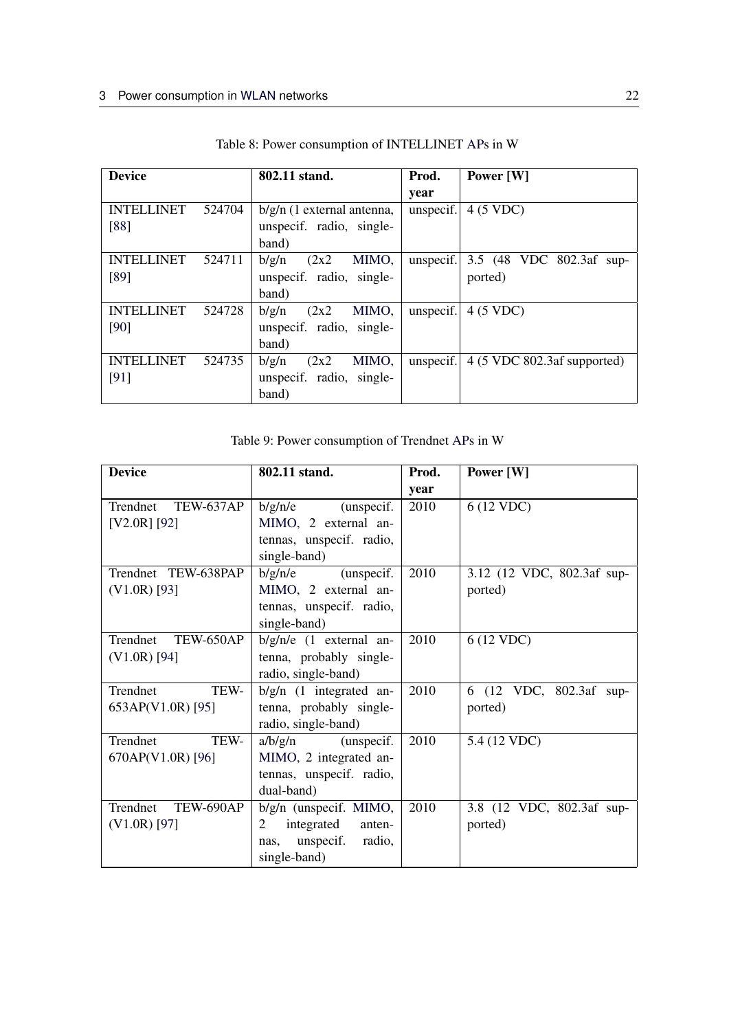Table 8: Power consumption of INTELLINET APs in W

| Device | 802.11 stand. | Prod. year | Power [W] |
|---|---|---|---|
| INTELLINET 524704 [88] | b/g/n (1 external antenna, unspecif. radio, single-band) | unspecif. | 4 (5 VDC) |
| INTELLINET 524711 [89] | b/g/n (2x2 MIMO, unspecif. radio, single-band) | unspecif. | 3.5 (48 VDC 802.3af supported) |
| INTELLINET 524728 [90] | b/g/n (2x2 MIMO, unspecif. radio, single-band) | unspecif. | 4 (5 VDC) |
| INTELLINET 524735 [91] | b/g/n (2x2 MIMO, unspecif. radio, single-band) | unspecif. | 4 (5 VDC 802.3af supported) |

Table 9: Power consumption of Trendnet APs in W

| Device | 802.11 stand. | Prod. year | Power [W] |
|---|---|---|---|
| Trendnet TEW-637AP [V2.0R] [92] | b/g/n/e (unspecif. MIMO, 2 external antennas, unspecif. radio, single-band) | 2010 | 6 (12 VDC) |
| Trendnet TEW-638PAP (V1.0R) [93] | b/g/n/e (unspecif. MIMO, 2 external antennas, unspecif. radio, single-band) | 2010 | 3.12 (12 VDC, 802.3af supported) |
| Trendnet TEW-650AP (V1.0R) [94] | b/g/n/e (1 external antenna, probably single-radio, single-band) | 2010 | 6 (12 VDC) |
| Trendnet TEW-653AP(V1.0R) [95] | b/g/n (1 integrated antenna, probably single-radio, single-band) | 2010 | 6 (12 VDC, 802.3af supported) |
| Trendnet TEW-670AP(V1.0R) [96] | a/b/g/n (unspecif. MIMO, 2 integrated antennas, unspecif. radio, dual-band) | 2010 | 5.4 (12 VDC) |
| Trendnet TEW-690AP (V1.0R) [97] | b/g/n (unspecif. MIMO, 2 integrated antennas, unspecif. radio, single-band) | 2010 | 3.8 (12 VDC, 802.3af supported) |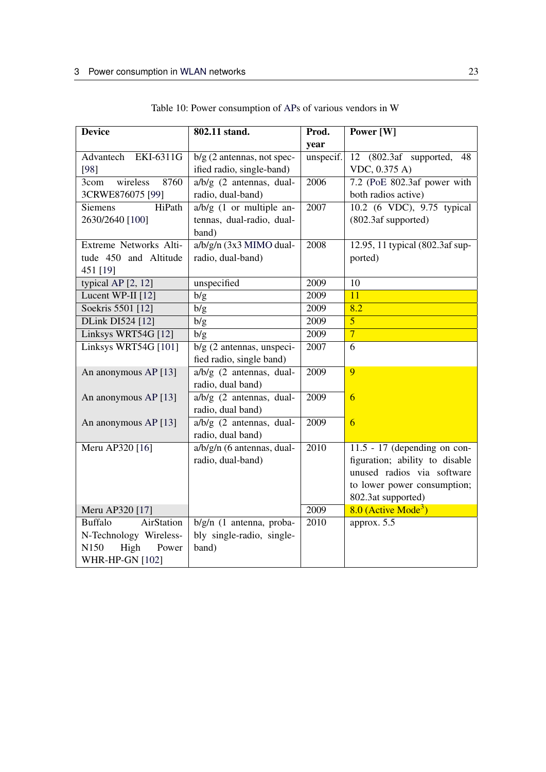Table 10: Power consumption of APs of various vendors in W

| Device | 802.11 stand. | Prod. year | Power [W] |
|---|---|---|---|
| Advantech EKI-6311G [98] | b/g (2 antennas, not specified radio, single-band) | unspecif. | 12 (802.3af supported, 48 VDC, 0.375 A) |
| 3com wireless 8760 3CRWE876075 [99] | a/b/g (2 antennas, dual-radio, dual-band) | 2006 | 7.2 (PoE 802.3af power with both radios active) |
| Siemens HiPath 2630/2640 [100] | a/b/g (1 or multiple antennas, dual-radio, dual-band) | 2007 | 10.2 (6 VDC), 9.75 typical (802.3af supported) |
| Extreme Networks Altitude 450 and Altitude 451 [19] | a/b/g/n (3x3 MIMO dual-radio, dual-band) | 2008 | 12.95, 11 typical (802.3af supported) |
| typical AP [2, 12] | unspecified | 2009 | 10 |
| Lucent WP-II [12] | b/g | 2009 | 11 |
| Soekris 5501 [12] | b/g | 2009 | 8.2 |
| DLink DI524 [12] | b/g | 2009 | 5 |
| Linksys WRT54G [12] | b/g | 2009 | 7 |
| Linksys WRT54G [101] | b/g (2 antennas, unspecified radio, single band) | 2007 | 6 |
| An anonymous AP [13] | a/b/g (2 antennas, dual-radio, dual band) | 2009 | 9 |
| An anonymous AP [13] | a/b/g (2 antennas, dual-radio, dual band) | 2009 | 6 |
| An anonymous AP [13] | a/b/g (2 antennas, dual-radio, dual band) | 2009 | 6 |
| Meru AP320 [16] | a/b/g/n (6 antennas, dual-radio, dual-band) | 2010 | 11.5 - 17 (depending on configuration; ability to disable unused radios via software to lower power consumption; 802.3at supported) |
| Meru AP320 [17] | | 2009 | 8.0 (Active Mode[3]) |
| Buffalo AirStation N-Technology Wireless-N150 High Power WHR-HP-GN [102] | b/g/n (1 antenna, probably single-radio, single-band) | 2010 | approx. 5.5 |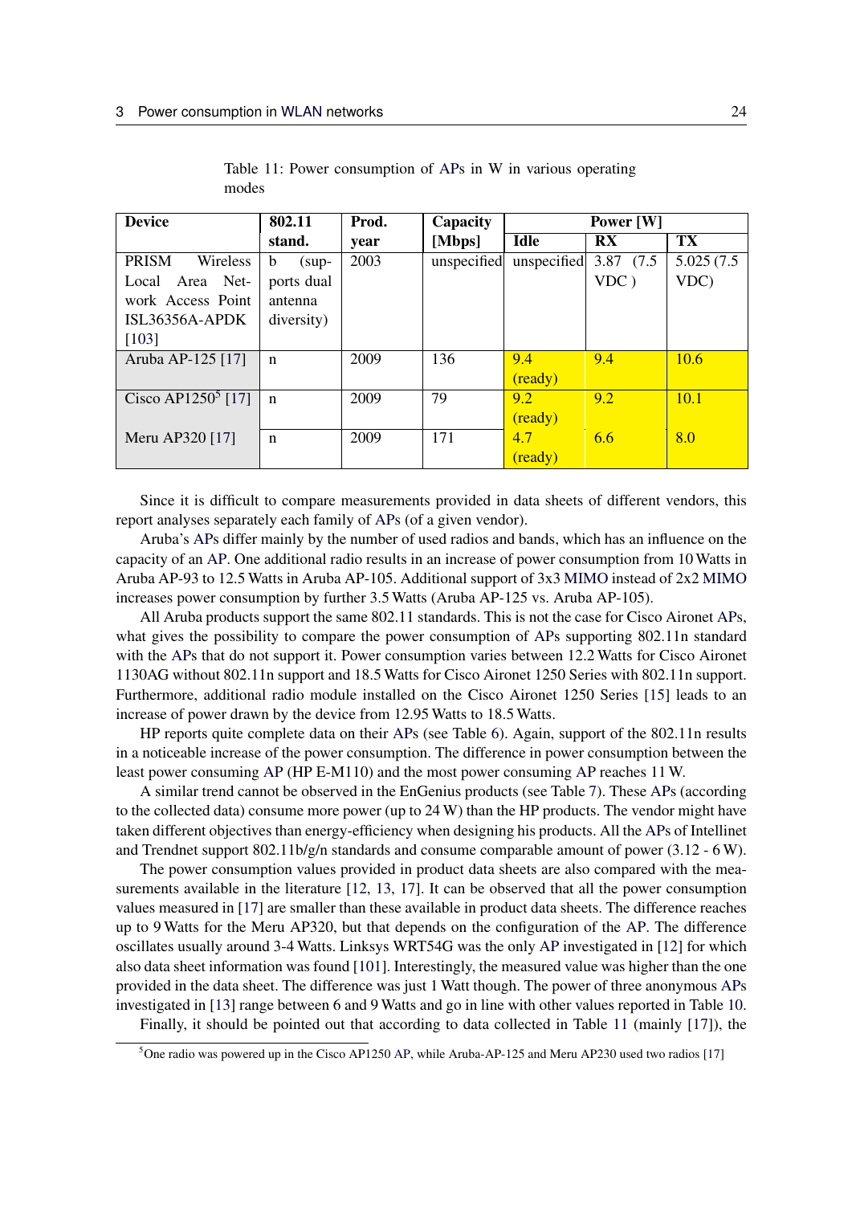Table 11: Power consumption of APs in W in various operating modes

| Device | 802.11 stand. | Prod. year | Capacity [Mbps] | Power [W] | | |
|---|---|---|---|---|---|---|
| | | | | Idle | RX | TX |
| PRISM Wireless Local Area Network Access Point ISL36356A-APDK [103] | b (supports dual antenna diversity) | 2003 | unspecified | unspecified | 3.87 (7.5 VDC ) | 5.025 (7.5 VDC) |
| Aruba AP-125 [17] | n | 2009 | 136 | 9.4 (ready) | 9.4 | 10.6 |
| Cisco AP1250[5] [17] | n | 2009 | 79 | 9.2 (ready) | 9.2 | 10.1 |
| Meru AP320 [17] | n | 2009 | 171 | 4.7 (ready) | 6.6 | 8.0 |

Since it is difficult to compare measurements provided in data sheets of different vendors, this report analyses separately each family of APs (of a given vendor).

Aruba's APs differ mainly by the number of used radios and bands, which has an influence on the capacity of an AP. One additional radio results in an increase of power consumption from 10 Watts in Aruba AP-93 to 12.5 Watts in Aruba AP-105. Additional support of 3x3 MIMO instead of 2x2 MIMO increases power consumption by further 3.5 Watts (Aruba AP-125 vs. Aruba AP-105).

All Aruba products support the same 802.11 standards. This is not the case for Cisco Aironet APs, what gives the possibility to compare the power consumption of APs supporting 802.11n standard with the APs that do not support it. Power consumption varies between 12.2 Watts for Cisco Aironet 1130AG without 802.11n support and 18.5 Watts for Cisco Aironet 1250 Series with 802.11n support. Furthermore, additional radio module installed on the Cisco Aironet 1250 Series [15] leads to an increase of power drawn by the device from 12.95 Watts to 18.5 Watts.

HP reports quite complete data on their APs (see Table 6). Again, support of the 802.11n results in a noticeable increase of the power consumption. The difference in power consumption between the least power consuming AP (HP E-M110) and the most power consuming AP reaches 11 W.

A similar trend cannot be observed in the EnGenius products (see Table 7). These APs (according to the collected data) consume more power (up to 24 W) than the HP products. The vendor might have taken different objectives than energy-efficiency when designing his products. All the APs of Intellinet and Trendnet support 802.11b/g/n standards and consume comparable amount of power (3.12 - 6 W).

The power consumption values provided in product data sheets are also compared with the measurements available in the literature [12, 13, 17]. It can be observed that all the power consumption values measured in [17] are smaller than these available in product data sheets. The difference reaches up to 9 Watts for the Meru AP320, but that depends on the configuration of the AP. The difference oscillates usually around 3-4 Watts. Linksys WRT54G was the only AP investigated in [12] for which also data sheet information was found [101]. Interestingly, the measured value was higher than the one provided in the data sheet. The difference was just 1 Watt though. The power of three anonymous APs investigated in [13] range between 6 and 9 Watts and go in line with other values reported in Table 10.

Finally, it should be pointed out that according to data collected in Table 11 (mainly [17]), the

[5]One radio was powered up in the Cisco AP1250 AP, while Aruba-AP-125 and Meru AP230 used two radios [17]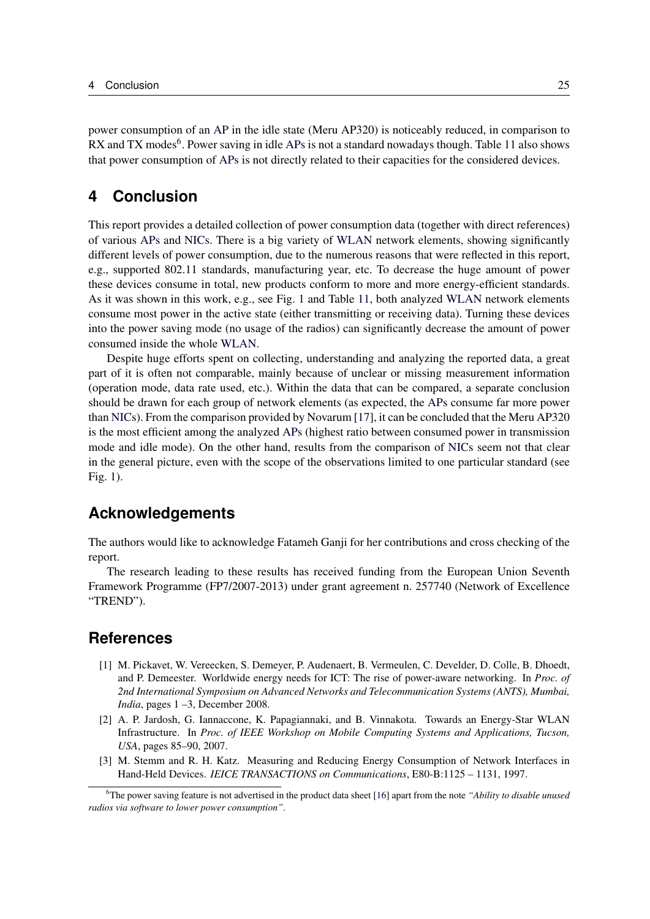power consumption of an AP in the idle state (Meru AP320) is noticeably reduced, in comparison to RX and TX modes[6]. Power saving in idle APs is not a standard nowadays though. Table 11 also shows that power consumption of APs is not directly related to their capacities for the considered devices.

# 4 Conclusion

This report provides a detailed collection of power consumption data (together with direct references) of various APs and NICs. There is a big variety of WLAN network elements, showing significantly different levels of power consumption, due to the numerous reasons that were reflected in this report, e.g., supported 802.11 standards, manufacturing year, etc. To decrease the huge amount of power these devices consume in total, new products conform to more and more energy-efficient standards. As it was shown in this work, e.g., see Fig. 1 and Table 11, both analyzed WLAN network elements consume most power in the active state (either transmitting or receiving data). Turning these devices into the power saving mode (no usage of the radios) can significantly decrease the amount of power consumed inside the whole WLAN.

Despite huge efforts spent on collecting, understanding and analyzing the reported data, a great part of it is often not comparable, mainly because of unclear or missing measurement information (operation mode, data rate used, etc.). Within the data that can be compared, a separate conclusion should be drawn for each group of network elements (as expected, the APs consume far more power than NICs). From the comparison provided by Novarum [17], it can be concluded that the Meru AP320 is the most efficient among the analyzed APs (highest ratio between consumed power in transmission mode and idle mode). On the other hand, results from the comparison of NICs seem not that clear in the general picture, even with the scope of the observations limited to one particular standard (see Fig. 1).

# Acknowledgements

The authors would like to acknowledge Fatameh Ganji for her contributions and cross checking of the report.

The research leading to these results has received funding from the European Union Seventh Framework Programme (FP7/2007-2013) under grant agreement n. 257740 (Network of Excellence "TREND").

# References

[1] M. Pickavet, W. Vereecken, S. Demeyer, P. Audenaert, B. Vermeulen, C. Develder, D. Colle, B. Dhoedt, and P. Demeester. Worldwide energy needs for ICT: The rise of power-aware networking. In *Proc. of 2nd International Symposium on Advanced Networks and Telecommunication Systems (ANTS), Mumbai, India*, pages 1 –3, December 2008.

[2] A. P. Jardosh, G. Iannaccone, K. Papagiannaki, and B. Vinnakota. Towards an Energy-Star WLAN Infrastructure. In *Proc. of IEEE Workshop on Mobile Computing Systems and Applications, Tucson, USA*, pages 85–90, 2007.

[3] M. Stemm and R. H. Katz. Measuring and Reducing Energy Consumption of Network Interfaces in Hand-Held Devices. *IEICE TRANSACTIONS on Communications*, E80-B:1125 – 1131, 1997.

[6] The power saving feature is not advertised in the product data sheet [16] apart from the note *"Ability to disable unused radios via software to lower power consumption"*.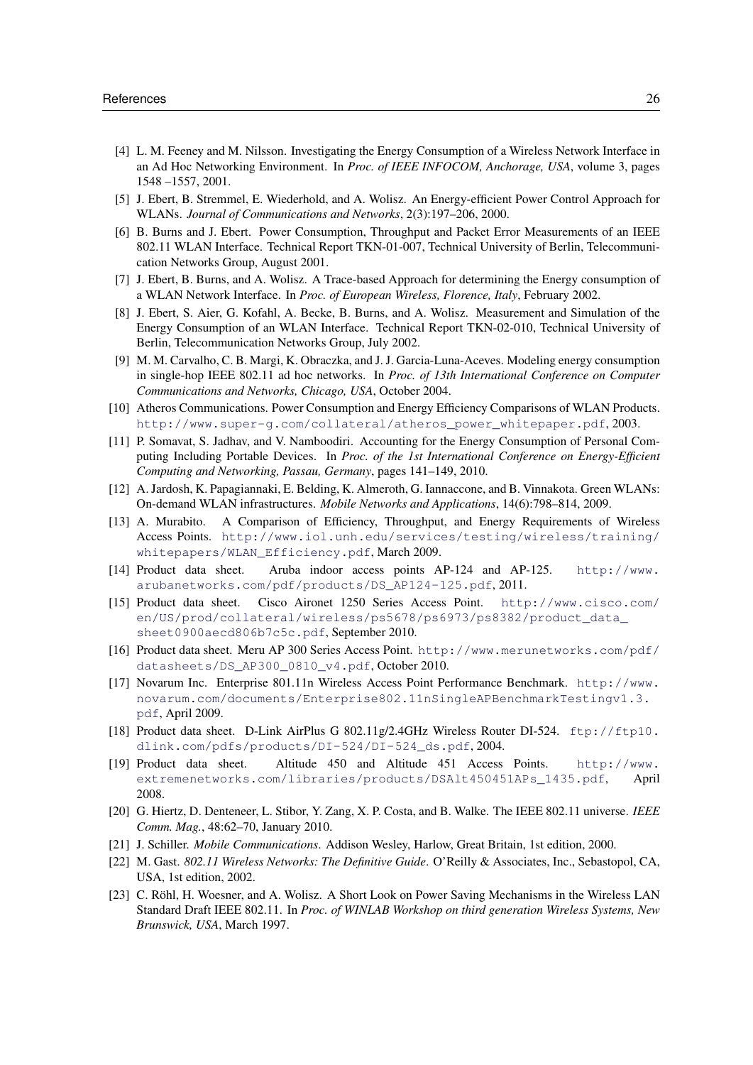[4] L. M. Feeney and M. Nilsson. Investigating the Energy Consumption of a Wireless Network Interface in an Ad Hoc Networking Environment. In *Proc. of IEEE INFOCOM, Anchorage, USA*, volume 3, pages 1548 –1557, 2001.

[5] J. Ebert, B. Stremmel, E. Wiederhold, and A. Wolisz. An Energy-efficient Power Control Approach for WLANs. *Journal of Communications and Networks*, 2(3):197–206, 2000.

[6] B. Burns and J. Ebert. Power Consumption, Throughput and Packet Error Measurements of an IEEE 802.11 WLAN Interface. Technical Report TKN-01-007, Technical University of Berlin, Telecommunication Networks Group, August 2001.

[7] J. Ebert, B. Burns, and A. Wolisz. A Trace-based Approach for determining the Energy consumption of a WLAN Network Interface. In *Proc. of European Wireless, Florence, Italy*, February 2002.

[8] J. Ebert, S. Aier, G. Kofahl, A. Becke, B. Burns, and A. Wolisz. Measurement and Simulation of the Energy Consumption of an WLAN Interface. Technical Report TKN-02-010, Technical University of Berlin, Telecommunication Networks Group, July 2002.

[9] M. M. Carvalho, C. B. Margi, K. Obraczka, and J. J. Garcia-Luna-Aceves. Modeling energy consumption in single-hop IEEE 802.11 ad hoc networks. In *Proc. of 13th International Conference on Computer Communications and Networks, Chicago, USA*, October 2004.

[10] Atheros Communications. Power Consumption and Energy Efficiency Comparisons of WLAN Products. http://www.super-g.com/collateral/atheros_power_whitepaper.pdf, 2003.

[11] P. Somavat, S. Jadhav, and V. Namboodiri. Accounting for the Energy Consumption of Personal Computing Including Portable Devices. In *Proc. of the 1st International Conference on Energy-Efficient Computing and Networking, Passau, Germany*, pages 141–149, 2010.

[12] A. Jardosh, K. Papagiannaki, E. Belding, K. Almeroth, G. Iannaccone, and B. Vinnakota. Green WLANs: On-demand WLAN infrastructures. *Mobile Networks and Applications*, 14(6):798–814, 2009.

[13] A. Murabito. A Comparison of Efficiency, Throughput, and Energy Requirements of Wireless Access Points. http://www.iol.unh.edu/services/testing/wireless/training/whitepapers/WLAN_Efficiency.pdf, March 2009.

[14] Product data sheet. Aruba indoor access points AP-124 and AP-125. http://www.arubanetworks.com/pdf/products/DS_AP124-125.pdf, 2011.

[15] Product data sheet. Cisco Aironet 1250 Series Access Point. http://www.cisco.com/en/US/prod/collateral/wireless/ps5678/ps6973/ps8382/product_data_sheet0900aecd806b7c5c.pdf, September 2010.

[16] Product data sheet. Meru AP 300 Series Access Point. http://www.merunetworks.com/pdf/datasheets/DS_AP300_0810_v4.pdf, October 2010.

[17] Novarum Inc. Enterprise 801.11n Wireless Access Point Performance Benchmark. http://www.novarum.com/documents/Enterprise802.11nSingleAPBenchmarkTestingv1.3.pdf, April 2009.

[18] Product data sheet. D-Link AirPlus G 802.11g/2.4GHz Wireless Router DI-524. ftp://ftp10.dlink.com/pdfs/products/DI-524/DI-524_ds.pdf, 2004.

[19] Product data sheet. Altitude 450 and Altitude 451 Access Points. http://www.extremenetworks.com/libraries/products/DSAlt450451APs_1435.pdf, April 2008.

[20] G. Hiertz, D. Denteneer, L. Stibor, Y. Zang, X. P. Costa, and B. Walke. The IEEE 802.11 universe. *IEEE Comm. Mag.*, 48:62–70, January 2010.

[21] J. Schiller. *Mobile Communications*. Addison Wesley, Harlow, Great Britain, 1st edition, 2000.

[22] M. Gast. *802.11 Wireless Networks: The Definitive Guide*. O'Reilly & Associates, Inc., Sebastopol, CA, USA, 1st edition, 2002.

[23] C. Röhl, H. Woesner, and A. Wolisz. A Short Look on Power Saving Mechanisms in the Wireless LAN Standard Draft IEEE 802.11. In *Proc. of WINLAB Workshop on third generation Wireless Systems, New Brunswick, USA*, March 1997.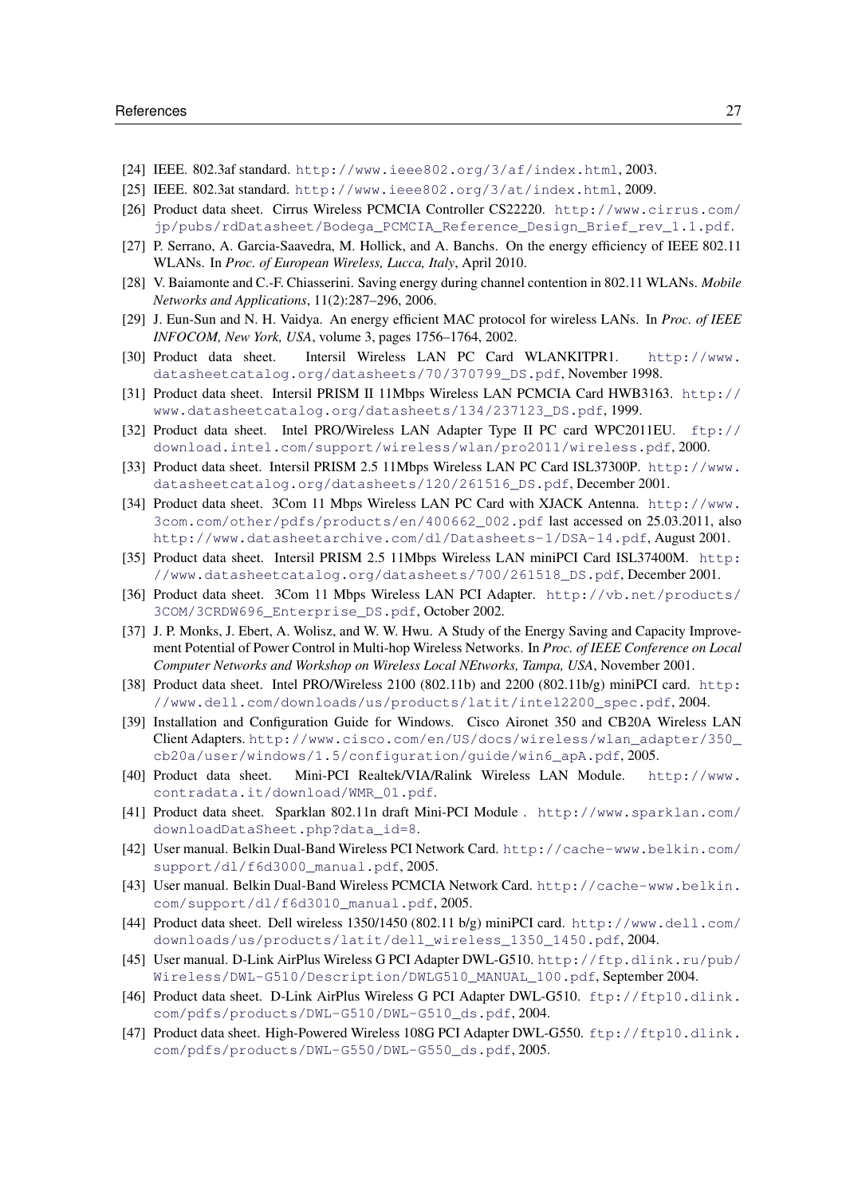[24] IEEE. 802.3af standard. http://www.ieee802.org/3/af/index.html, 2003.

[25] IEEE. 802.3at standard. http://www.ieee802.org/3/at/index.html, 2009.

[26] Product data sheet. Cirrus Wireless PCMCIA Controller CS22220. http://www.cirrus.com/jp/pubs/rdDatasheet/Bodega_PCMCIA_Reference_Design_Brief_rev_1.1.pdf.

[27] P. Serrano, A. Garcia-Saavedra, M. Hollick, and A. Banchs. On the energy efficiency of IEEE 802.11 WLANs. In *Proc. of European Wireless, Lucca, Italy*, April 2010.

[28] V. Baiamonte and C.-F. Chiasserini. Saving energy during channel contention in 802.11 WLANs. *Mobile Networks and Applications*, 11(2):287–296, 2006.

[29] J. Eun-Sun and N. H. Vaidya. An energy efficient MAC protocol for wireless LANs. In *Proc. of IEEE INFOCOM, New York, USA*, volume 3, pages 1756–1764, 2002.

[30] Product data sheet. Intersil Wireless LAN PC Card WLANKITPR1. http://www.datasheetcatalog.org/datasheets/70/370799_DS.pdf, November 1998.

[31] Product data sheet. Intersil PRISM II 11Mbps Wireless LAN PCMCIA Card HWB3163. http://www.datasheetcatalog.org/datasheets/134/237123_DS.pdf, 1999.

[32] Product data sheet. Intel PRO/Wireless LAN Adapter Type II PC card WPC2011EU. ftp://download.intel.com/support/wireless/wlan/pro2011/wireless.pdf, 2000.

[33] Product data sheet. Intersil PRISM 2.5 11Mbps Wireless LAN PC Card ISL37300P. http://www.datasheetcatalog.org/datasheets/120/261516_DS.pdf, December 2001.

[34] Product data sheet. 3Com 11 Mbps Wireless LAN PC Card with XJACK Antenna. http://www.3com.com/other/pdfs/products/en/400662_002.pdf last accessed on 25.03.2011, also http://www.datasheetarchive.com/dl/Datasheets-1/DSA-14.pdf, August 2001.

[35] Product data sheet. Intersil PRISM 2.5 11Mbps Wireless LAN miniPCI Card ISL37400M. http://www.datasheetcatalog.org/datasheets/700/261518_DS.pdf, December 2001.

[36] Product data sheet. 3Com 11 Mbps Wireless LAN PCI Adapter. http://vb.net/products/3COM/3CRDW696_Enterprise_DS.pdf, October 2002.

[37] J. P. Monks, J. Ebert, A. Wolisz, and W. W. Hwu. A Study of the Energy Saving and Capacity Improvement Potential of Power Control in Multi-hop Wireless Networks. In *Proc. of IEEE Conference on Local Computer Networks and Workshop on Wireless Local NEtworks, Tampa, USA*, November 2001.

[38] Product data sheet. Intel PRO/Wireless 2100 (802.11b) and 2200 (802.11b/g) miniPCI card. http://www.dell.com/downloads/us/products/latit/intel2200_spec.pdf, 2004.

[39] Installation and Configuration Guide for Windows. Cisco Aironet 350 and CB20A Wireless LAN Client Adapters. http://www.cisco.com/en/US/docs/wireless/wlan_adapter/350_cb20a/user/windows/1.5/configuration/guide/win6_apA.pdf, 2005.

[40] Product data sheet. Mini-PCI Realtek/VIA/Ralink Wireless LAN Module. http://www.contradata.it/download/WMR_01.pdf.

[41] Product data sheet. Sparklan 802.11n draft Mini-PCI Module . http://www.sparklan.com/downloadDataSheet.php?data_id=8.

[42] User manual. Belkin Dual-Band Wireless PCI Network Card. http://cache-www.belkin.com/support/dl/f6d3000_manual.pdf, 2005.

[43] User manual. Belkin Dual-Band Wireless PCMCIA Network Card. http://cache-www.belkin.com/support/dl/f6d3010_manual.pdf, 2005.

[44] Product data sheet. Dell wireless 1350/1450 (802.11 b/g) miniPCI card. http://www.dell.com/downloads/us/products/latit/dell_wireless_1350_1450.pdf, 2004.

[45] User manual. D-Link AirPlus Wireless G PCI Adapter DWL-G510. http://ftp.dlink.ru/pub/Wireless/DWL-G510/Description/DWLG510_MANUAL_100.pdf, September 2004.

[46] Product data sheet. D-Link AirPlus Wireless G PCI Adapter DWL-G510. ftp://ftp10.dlink.com/pdfs/products/DWL-G510/DWL-G510_ds.pdf, 2004.

[47] Product data sheet. High-Powered Wireless 108G PCI Adapter DWL-G550. ftp://ftp10.dlink.com/pdfs/products/DWL-G550/DWL-G550_ds.pdf, 2005.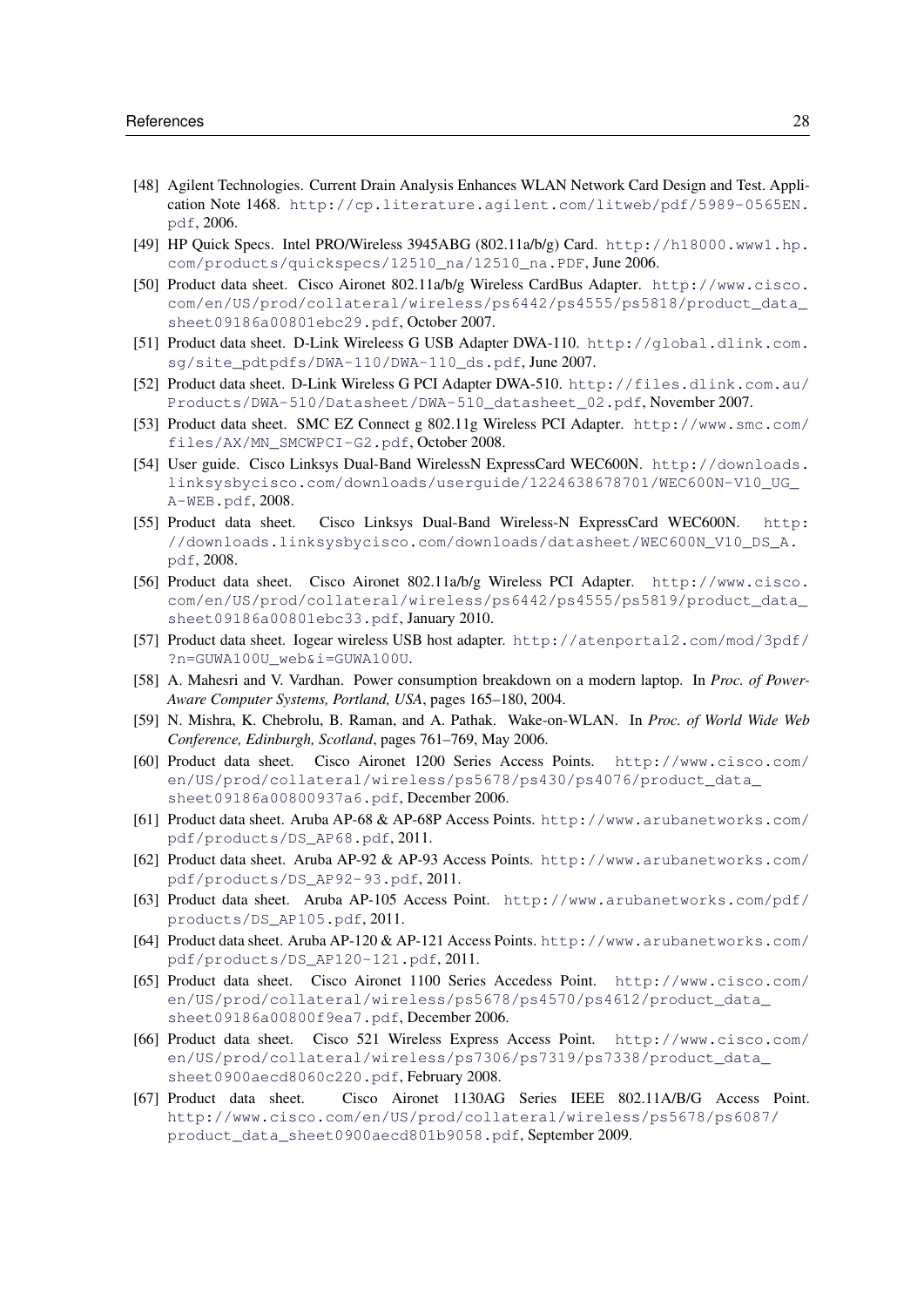[48] Agilent Technologies. Current Drain Analysis Enhances WLAN Network Card Design and Test. Application Note 1468. http://cp.literature.agilent.com/litweb/pdf/5989-0565EN.pdf, 2006.

[49] HP Quick Specs. Intel PRO/Wireless 3945ABG (802.11a/b/g) Card. http://h18000.www1.hp.com/products/quickspecs/12510_na/12510_na.PDF, June 2006.

[50] Product data sheet. Cisco Aironet 802.11a/b/g Wireless CardBus Adapter. http://www.cisco.com/en/US/prod/collateral/wireless/ps6442/ps4555/ps5818/product_data_sheet09186a00801ebc29.pdf, October 2007.

[51] Product data sheet. D-Link Wireleess G USB Adapter DWA-110. http://global.dlink.com.sg/site_pdtpdfs/DWA-110/DWA-110_ds.pdf, June 2007.

[52] Product data sheet. D-Link Wireless G PCI Adapter DWA-510. http://files.dlink.com.au/Products/DWA-510/Datasheet/DWA-510_datasheet_02.pdf, November 2007.

[53] Product data sheet. SMC EZ Connect g 802.11g Wireless PCI Adapter. http://www.smc.com/files/AX/MN_SMCWPCI-G2.pdf, October 2008.

[54] User guide. Cisco Linksys Dual-Band WirelessN ExpressCard WEC600N. http://downloads.linksysbycisco.com/downloads/userguide/1224638678701/WEC600N-V10_UG_A-WEB.pdf, 2008.

[55] Product data sheet. Cisco Linksys Dual-Band Wireless-N ExpressCard WEC600N. http://downloads.linksysbycisco.com/downloads/datasheet/WEC600N_V10_DS_A.pdf, 2008.

[56] Product data sheet. Cisco Aironet 802.11a/b/g Wireless PCI Adapter. http://www.cisco.com/en/US/prod/collateral/wireless/ps6442/ps4555/ps5819/product_data_sheet09186a00801ebc33.pdf, January 2010.

[57] Product data sheet. Iogear wireless USB host adapter. http://atenportal2.com/mod/3pdf/?n=GUWA100U_web&i=GUWA100U.

[58] A. Mahesri and V. Vardhan. Power consumption breakdown on a modern laptop. In *Proc. of Power-Aware Computer Systems, Portland, USA*, pages 165–180, 2004.

[59] N. Mishra, K. Chebrolu, B. Raman, and A. Pathak. Wake-on-WLAN. In *Proc. of World Wide Web Conference, Edinburgh, Scotland*, pages 761–769, May 2006.

[60] Product data sheet. Cisco Aironet 1200 Series Access Points. http://www.cisco.com/en/US/prod/collateral/wireless/ps5678/ps430/ps4076/product_data_sheet09186a00800937a6.pdf, December 2006.

[61] Product data sheet. Aruba AP-68 & AP-68P Access Points. http://www.arubanetworks.com/pdf/products/DS_AP68.pdf, 2011.

[62] Product data sheet. Aruba AP-92 & AP-93 Access Points. http://www.arubanetworks.com/pdf/products/DS_AP92-93.pdf, 2011.

[63] Product data sheet. Aruba AP-105 Access Point. http://www.arubanetworks.com/pdf/products/DS_AP105.pdf, 2011.

[64] Product data sheet. Aruba AP-120 & AP-121 Access Points. http://www.arubanetworks.com/pdf/products/DS_AP120-121.pdf, 2011.

[65] Product data sheet. Cisco Aironet 1100 Series Accedess Point. http://www.cisco.com/en/US/prod/collateral/wireless/ps5678/ps4570/ps4612/product_data_sheet09186a00800f9ea7.pdf, December 2006.

[66] Product data sheet. Cisco 521 Wireless Express Access Point. http://www.cisco.com/en/US/prod/collateral/wireless/ps7306/ps7319/ps7338/product_data_sheet0900aecd8060c220.pdf, February 2008.

[67] Product data sheet. Cisco Aironet 1130AG Series IEEE 802.11A/B/G Access Point. http://www.cisco.com/en/US/prod/collateral/wireless/ps5678/ps6087/product_data_sheet0900aecd801b9058.pdf, September 2009.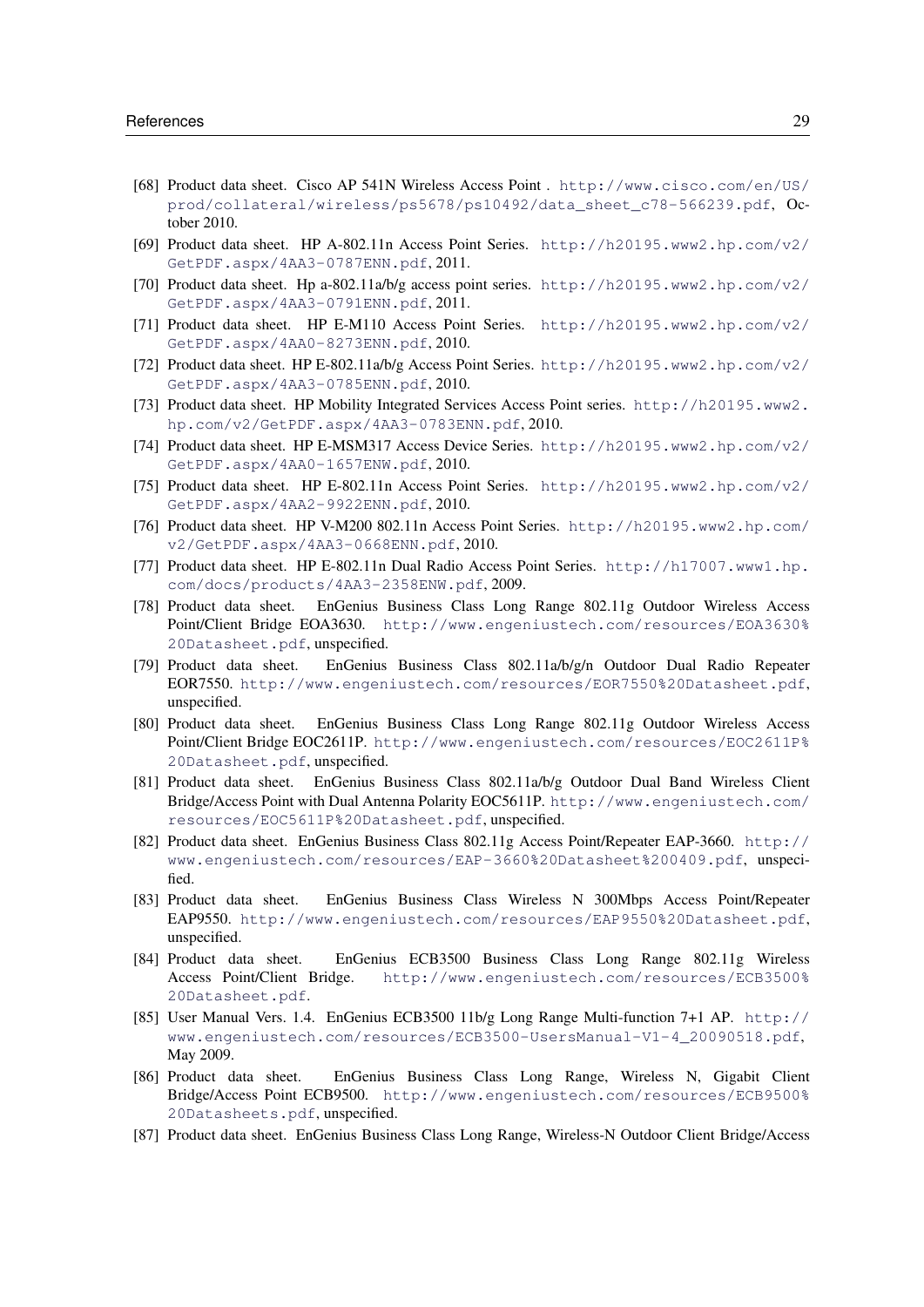[68] Product data sheet. Cisco AP 541N Wireless Access Point . http://www.cisco.com/en/US/prod/collateral/wireless/ps5678/ps10492/data_sheet_c78-566239.pdf, October 2010.

[69] Product data sheet. HP A-802.11n Access Point Series. http://h20195.www2.hp.com/v2/GetPDF.aspx/4AA3-0787ENN.pdf, 2011.

[70] Product data sheet. Hp a-802.11a/b/g access point series. http://h20195.www2.hp.com/v2/GetPDF.aspx/4AA3-0791ENN.pdf, 2011.

[71] Product data sheet. HP E-M110 Access Point Series. http://h20195.www2.hp.com/v2/GetPDF.aspx/4AA0-8273ENN.pdf, 2010.

[72] Product data sheet. HP E-802.11a/b/g Access Point Series. http://h20195.www2.hp.com/v2/GetPDF.aspx/4AA3-0785ENN.pdf, 2010.

[73] Product data sheet. HP Mobility Integrated Services Access Point series. http://h20195.www2.hp.com/v2/GetPDF.aspx/4AA3-0783ENN.pdf, 2010.

[74] Product data sheet. HP E-MSM317 Access Device Series. http://h20195.www2.hp.com/v2/GetPDF.aspx/4AA0-1657ENW.pdf, 2010.

[75] Product data sheet. HP E-802.11n Access Point Series. http://h20195.www2.hp.com/v2/GetPDF.aspx/4AA2-9922ENN.pdf, 2010.

[76] Product data sheet. HP V-M200 802.11n Access Point Series. http://h20195.www2.hp.com/v2/GetPDF.aspx/4AA3-0668ENN.pdf, 2010.

[77] Product data sheet. HP E-802.11n Dual Radio Access Point Series. http://h17007.www1.hp.com/docs/products/4AA3-2358ENW.pdf, 2009.

[78] Product data sheet. EnGenius Business Class Long Range 802.11g Outdoor Wireless Access Point/Client Bridge EOA3630. http://www.engeniustech.com/resources/EOA3630%20Datasheet.pdf, unspecified.

[79] Product data sheet. EnGenius Business Class 802.11a/b/g/n Outdoor Dual Radio Repeater EOR7550. http://www.engeniustech.com/resources/EOR7550%20Datasheet.pdf, unspecified.

[80] Product data sheet. EnGenius Business Class Long Range 802.11g Outdoor Wireless Access Point/Client Bridge EOC2611P. http://www.engeniustech.com/resources/EOC2611P%20Datasheet.pdf, unspecified.

[81] Product data sheet. EnGenius Business Class 802.11a/b/g Outdoor Dual Band Wireless Client Bridge/Access Point with Dual Antenna Polarity EOC5611P. http://www.engeniustech.com/resources/EOC5611P%20Datasheet.pdf, unspecified.

[82] Product data sheet. EnGenius Business Class 802.11g Access Point/Repeater EAP-3660. http://www.engeniustech.com/resources/EAP-3660%20Datasheet%200409.pdf, unspecified.

[83] Product data sheet. EnGenius Business Class Wireless N 300Mbps Access Point/Repeater EAP9550. http://www.engeniustech.com/resources/EAP9550%20Datasheet.pdf, unspecified.

[84] Product data sheet. EnGenius ECB3500 Business Class Long Range 802.11g Wireless Access Point/Client Bridge. http://www.engeniustech.com/resources/ECB3500%20Datasheet.pdf.

[85] User Manual Vers. 1.4. EnGenius ECB3500 11b/g Long Range Multi-function 7+1 AP. http://www.engeniustech.com/resources/ECB3500-UsersManual-V1-4_20090518.pdf, May 2009.

[86] Product data sheet. EnGenius Business Class Long Range, Wireless N, Gigabit Client Bridge/Access Point ECB9500. http://www.engeniustech.com/resources/ECB9500%20Datasheets.pdf, unspecified.

[87] Product data sheet. EnGenius Business Class Long Range, Wireless-N Outdoor Client Bridge/Access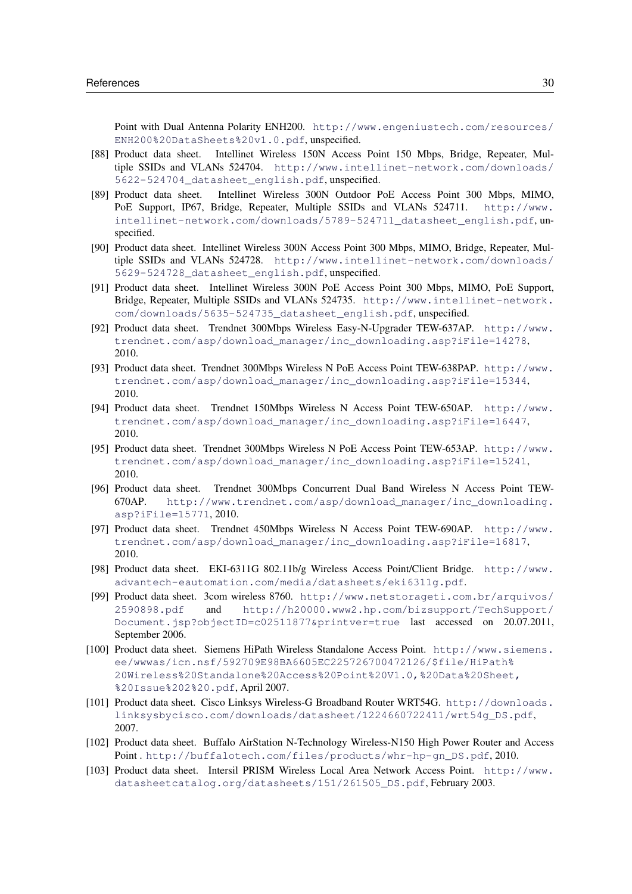Point with Dual Antenna Polarity ENH200. http://www.engeniustech.com/resources/ENH200%20DataSheets%20v1.0.pdf, unspecified.

[88] Product data sheet. Intellinet Wireless 150N Access Point 150 Mbps, Bridge, Repeater, Multiple SSIDs and VLANs 524704. http://www.intellinet-network.com/downloads/5622-524704_datasheet_english.pdf, unspecified.

[89] Product data sheet. Intellinet Wireless 300N Outdoor PoE Access Point 300 Mbps, MIMO, PoE Support, IP67, Bridge, Repeater, Multiple SSIDs and VLANs 524711. http://www.intellinet-network.com/downloads/5789-524711_datasheet_english.pdf, unspecified.

[90] Product data sheet. Intellinet Wireless 300N Access Point 300 Mbps, MIMO, Bridge, Repeater, Multiple SSIDs and VLANs 524728. http://www.intellinet-network.com/downloads/5629-524728_datasheet_english.pdf, unspecified.

[91] Product data sheet. Intellinet Wireless 300N PoE Access Point 300 Mbps, MIMO, PoE Support, Bridge, Repeater, Multiple SSIDs and VLANs 524735. http://www.intellinet-network.com/downloads/5635-524735_datasheet_english.pdf, unspecified.

[92] Product data sheet. Trendnet 300Mbps Wireless Easy-N-Upgrader TEW-637AP. http://www.trendnet.com/asp/download_manager/inc_downloading.asp?iFile=14278, 2010.

[93] Product data sheet. Trendnet 300Mbps Wireless N PoE Access Point TEW-638PAP. http://www.trendnet.com/asp/download_manager/inc_downloading.asp?iFile=15344, 2010.

[94] Product data sheet. Trendnet 150Mbps Wireless N Access Point TEW-650AP. http://www.trendnet.com/asp/download_manager/inc_downloading.asp?iFile=16447, 2010.

[95] Product data sheet. Trendnet 300Mbps Wireless N PoE Access Point TEW-653AP. http://www.trendnet.com/asp/download_manager/inc_downloading.asp?iFile=15241, 2010.

[96] Product data sheet. Trendnet 300Mbps Concurrent Dual Band Wireless N Access Point TEW-670AP. http://www.trendnet.com/asp/download_manager/inc_downloading.asp?iFile=15771, 2010.

[97] Product data sheet. Trendnet 450Mbps Wireless N Access Point TEW-690AP. http://www.trendnet.com/asp/download_manager/inc_downloading.asp?iFile=16817, 2010.

[98] Product data sheet. EKI-6311G 802.11b/g Wireless Access Point/Client Bridge. http://www.advantech-eautomation.com/media/datasheets/eki6311g.pdf.

[99] Product data sheet. 3com wireless 8760. http://www.netstorageti.com.br/arquivos/2590898.pdf and http://h20000.www2.hp.com/bizsupport/TechSupport/Document.jsp?objectID=c02511877&printver=true last accessed on 20.07.2011, September 2006.

[100] Product data sheet. Siemens HiPath Wireless Standalone Access Point. http://www.siemens.ee/wwwas/icn.nsf/592709E98BA6605EC225726700472126/$file/HiPath%20Wireless%20Standalone%20Access%20Point%20V1.0,%20Data%20Sheet,%20Issue%202%20.pdf, April 2007.

[101] Product data sheet. Cisco Linksys Wireless-G Broadband Router WRT54G. http://downloads.linksysbycisco.com/downloads/datasheet/1224660722411/wrt54g_DS.pdf, 2007.

[102] Product data sheet. Buffalo AirStation N-Technology Wireless-N150 High Power Router and Access Point . http://buffalotech.com/files/products/whr-hp-gn_DS.pdf, 2010.

[103] Product data sheet. Intersil PRISM Wireless Local Area Network Access Point. http://www.datasheetcatalog.org/datasheets/151/261505_DS.pdf, February 2003.